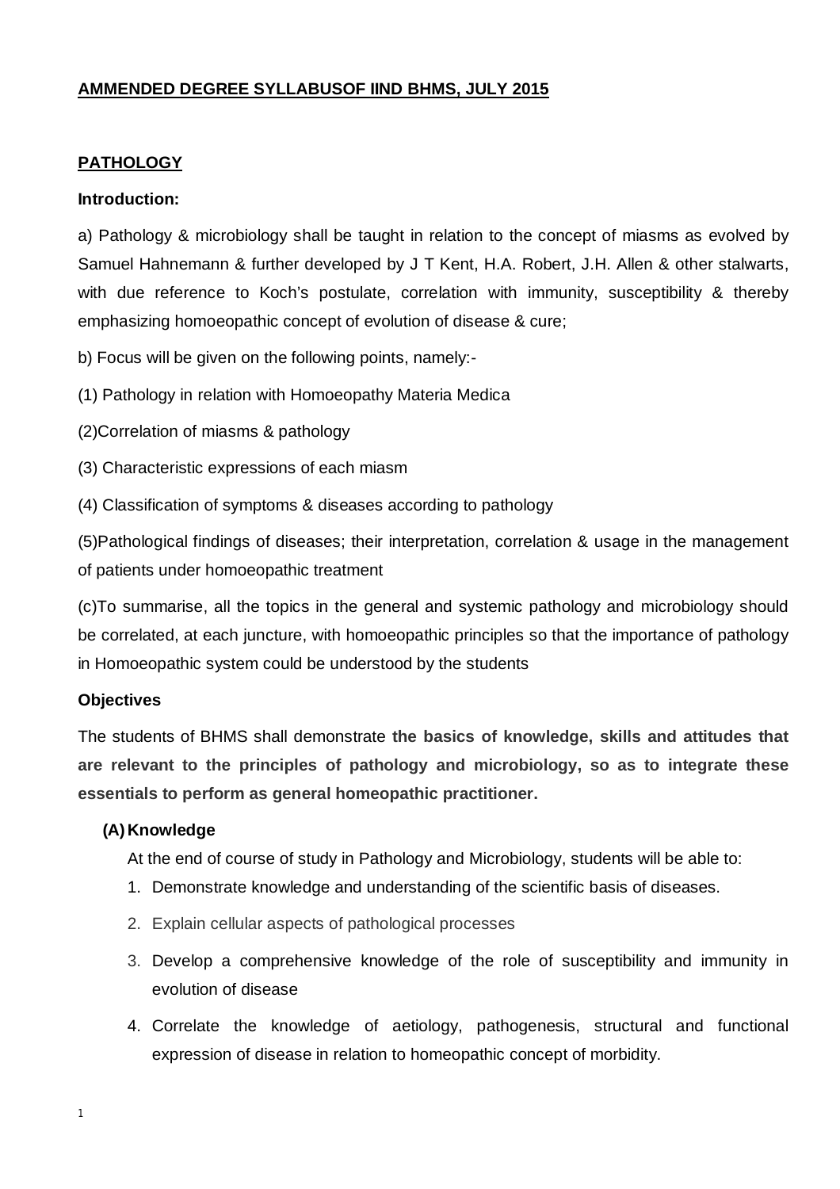# AMMENDED DEGREE SYLLABUSOF IIND BHMS, JULY 2015

## PATHOLOGY

**Introduction:**

a) Pathology & microbiology shall be taught in relation to the concept of miasms as evolved by Samuel Hahnemann & further developed by J T Kent, H.A. Robert, J.H. Allen & other stalwarts, with due reference to Koch's postulate, correlation with immunity, susceptibility & thereby emphasizing homoeopathic concept of evolution of disease & cure;

b) Focus will be given on the following points, namely:-

(1) Pathology in relation with Homoeopathy Materia Medica

(2)Correlation of miasms & pathology

(3) Characteristic expressions of each miasm

(4) Classification of symptoms & diseases according to pathology

(5)Pathological findings of diseases; their interpretation, correlation & usage in the management of patients under homoeopathic treatment

(c)To summarise, all the topics in the general and systemic pathology and microbiology should be correlated, at each juncture, with homoeopathic principles so that the importance of pathology in Homoeopathic system could be understood by the students

**Objectives**

The students of BHMS shall demonstrate **the basics of knowledge, skills and attitudes that are relevant to the principles of pathology and microbiology, so as to integrate these essentials to perform as general homeopathic practitioner.**

**(A) Knowledge**

At the end of course of study in Pathology and Microbiology, students will be able to:

1. Demonstrate knowledge and understanding of the scientific basis of diseases.
2. Explain cellular aspects of pathological processes
3. Develop a comprehensive knowledge of the role of susceptibility and immunity in evolution of disease
4. Correlate the knowledge of aetiology, pathogenesis, structural and functional expression of disease in relation to homeopathic concept of morbidity.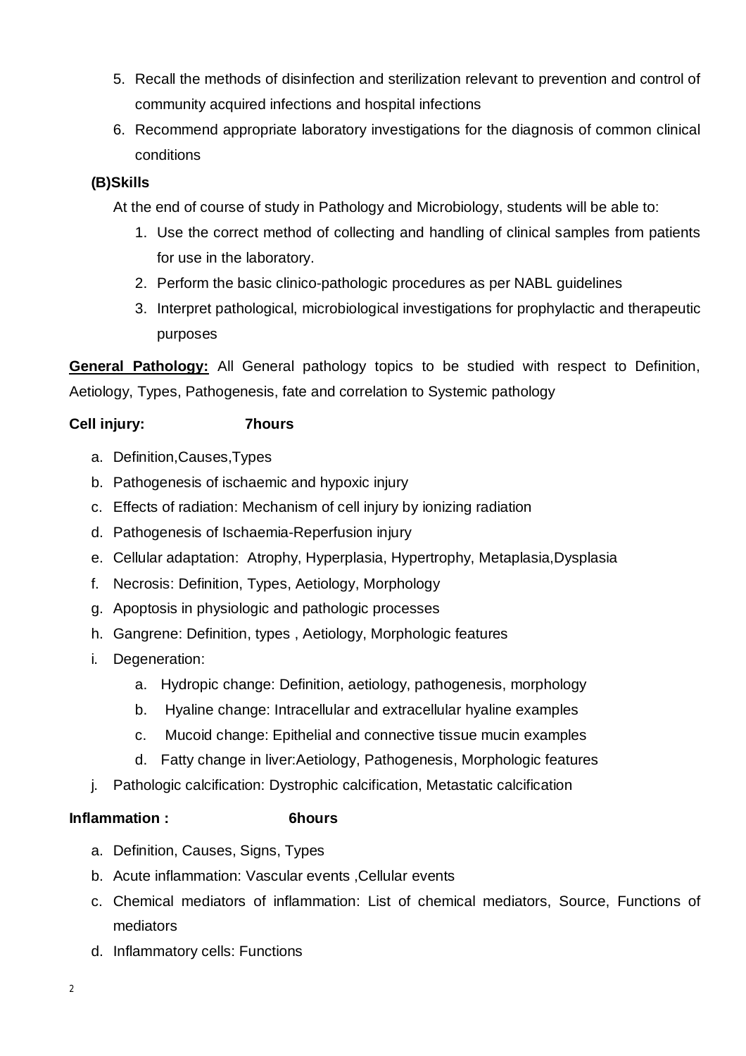5. Recall the methods of disinfection and sterilization relevant to prevention and control of community acquired infections and hospital infections
6. Recommend appropriate laboratory investigations for the diagnosis of common clinical conditions

**(B)Skills**

At the end of course of study in Pathology and Microbiology, students will be able to:

1. Use the correct method of collecting and handling of clinical samples from patients for use in the laboratory.
2. Perform the basic clinico-pathologic procedures as per NABL guidelines
3. Interpret pathological, microbiological investigations for prophylactic and therapeutic purposes

**General Pathology:** All General pathology topics to be studied with respect to Definition, Aetiology, Types, Pathogenesis, fate and correlation to Systemic pathology

**Cell injury: 7hours**

a. Definition,Causes,Types
b. Pathogenesis of ischaemic and hypoxic injury
c. Effects of radiation: Mechanism of cell injury by ionizing radiation
d. Pathogenesis of Ischaemia-Reperfusion injury
e. Cellular adaptation: Atrophy, Hyperplasia, Hypertrophy, Metaplasia,Dysplasia
f. Necrosis: Definition, Types, Aetiology, Morphology
g. Apoptosis in physiologic and pathologic processes
h. Gangrene: Definition, types , Aetiology, Morphologic features
i. Degeneration:
    a. Hydropic change: Definition, aetiology, pathogenesis, morphology
    b. Hyaline change: Intracellular and extracellular hyaline examples
    c. Mucoid change: Epithelial and connective tissue mucin examples
    d. Fatty change in liver:Aetiology, Pathogenesis, Morphologic features
j. Pathologic calcification: Dystrophic calcification, Metastatic calcification

**Inflammation : 6hours**

a. Definition, Causes, Signs, Types
b. Acute inflammation: Vascular events ,Cellular events
c. Chemical mediators of inflammation: List of chemical mediators, Source, Functions of mediators
d. Inflammatory cells: Functions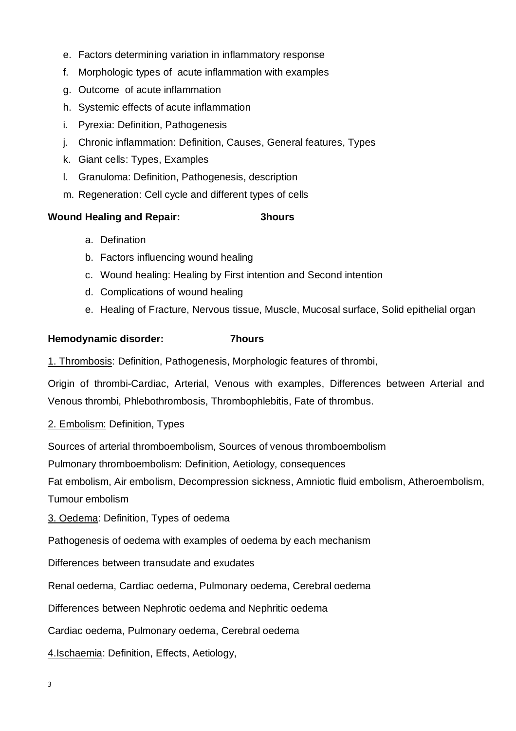e. Factors determining variation in inflammatory response
f. Morphologic types of acute inflammation with examples
g. Outcome of acute inflammation
h. Systemic effects of acute inflammation
i. Pyrexia: Definition, Pathogenesis
j. Chronic inflammation: Definition, Causes, General features, Types
k. Giant cells: Types, Examples
l. Granuloma: Definition, Pathogenesis, description
m. Regeneration: Cell cycle and different types of cells

**Wound Healing and Repair: 3hours**

a. Defination
b. Factors influencing wound healing
c. Wound healing: Healing by First intention and Second intention
d. Complications of wound healing
e. Healing of Fracture, Nervous tissue, Muscle, Mucosal surface, Solid epithelial organ

**Hemodynamic disorder: 7hours**

<u>1. Thrombosis</u>: Definition, Pathogenesis, Morphologic features of thrombi,

Origin of thrombi-Cardiac, Arterial, Venous with examples, Differences between Arterial and Venous thrombi, Phlebothrombosis, Thrombophlebitis, Fate of thrombus.

<u>2. Embolism:</u> Definition, Types

Sources of arterial thromboembolism, Sources of venous thromboembolism
Pulmonary thromboembolism: Definition, Aetiology, consequences
Fat embolism, Air embolism, Decompression sickness, Amniotic fluid embolism, Atheroembolism, Tumour embolism

<u>3. Oedema</u>: Definition, Types of oedema

Pathogenesis of oedema with examples of oedema by each mechanism

Differences between transudate and exudates

Renal oedema, Cardiac oedema, Pulmonary oedema, Cerebral oedema

Differences between Nephrotic oedema and Nephritic oedema

Cardiac oedema, Pulmonary oedema, Cerebral oedema

<u>4.Ischaemia</u>: Definition, Effects, Aetiology,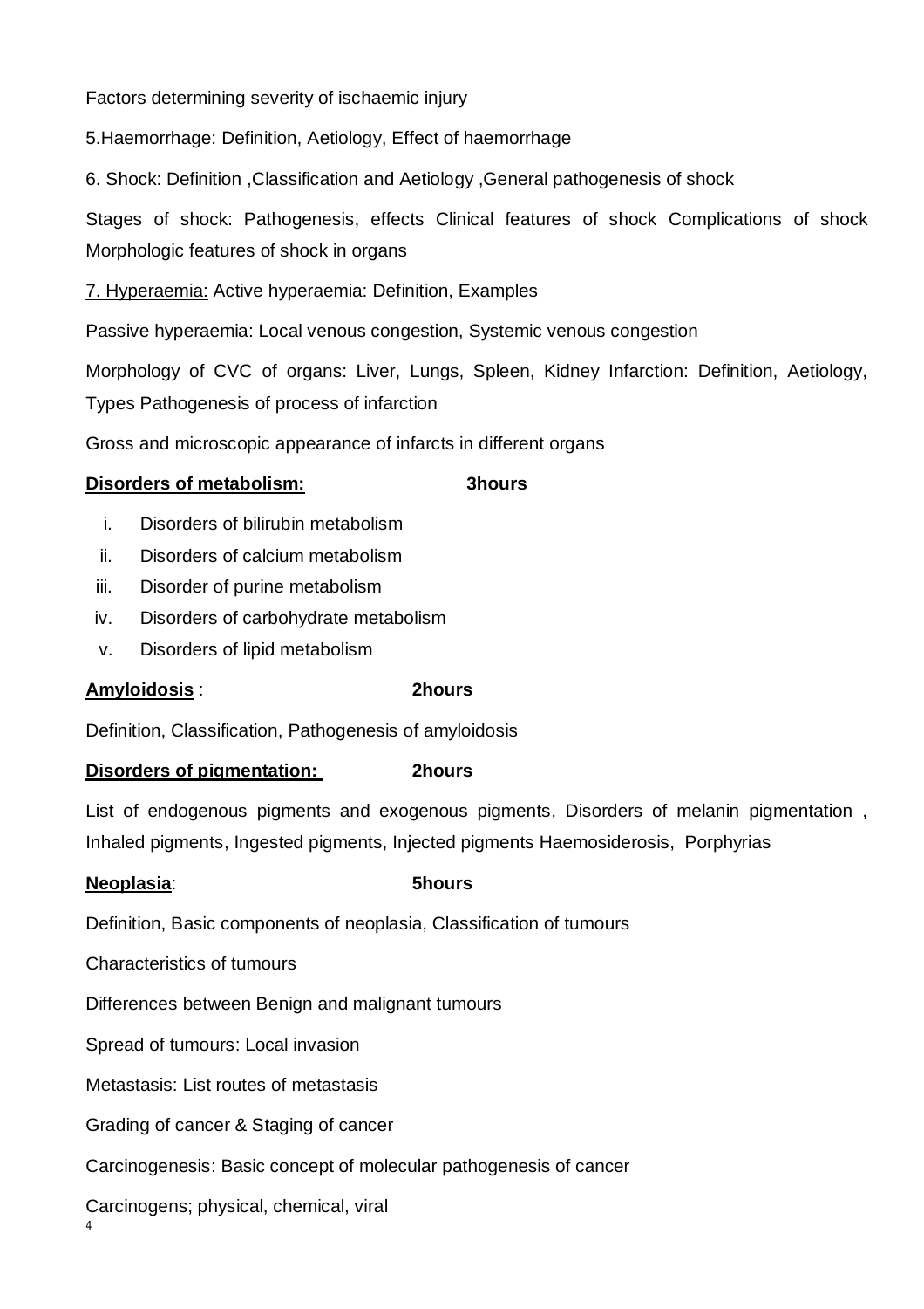Factors determining severity of ischaemic injury

5.Haemorrhage: Definition, Aetiology, Effect of haemorrhage

6. Shock: Definition ,Classification and Aetiology ,General pathogenesis of shock

Stages of shock: Pathogenesis, effects Clinical features of shock Complications of shock Morphologic features of shock in organs

7. Hyperaemia: Active hyperaemia: Definition, Examples

Passive hyperaemia: Local venous congestion, Systemic venous congestion

Morphology of CVC of organs: Liver, Lungs, Spleen, Kidney Infarction: Definition, Aetiology, Types Pathogenesis of process of infarction

Gross and microscopic appearance of infarcts in different organs

**Disorders of metabolism:** **3hours**

i. Disorders of bilirubin metabolism
ii. Disorders of calcium metabolism
iii. Disorder of purine metabolism
iv. Disorders of carbohydrate metabolism
v. Disorders of lipid metabolism

**Amyloidosis** : **2hours**

Definition, Classification, Pathogenesis of amyloidosis

**Disorders of pigmentation:** **2hours**

List of endogenous pigments and exogenous pigments, Disorders of melanin pigmentation , Inhaled pigments, Ingested pigments, Injected pigments Haemosiderosis, Porphyrias

**Neoplasia**: **5hours**

Definition, Basic components of neoplasia, Classification of tumours

Characteristics of tumours

Differences between Benign and malignant tumours

Spread of tumours: Local invasion

Metastasis: List routes of metastasis

Grading of cancer & Staging of cancer

Carcinogenesis: Basic concept of molecular pathogenesis of cancer

Carcinogens; physical, chemical, viral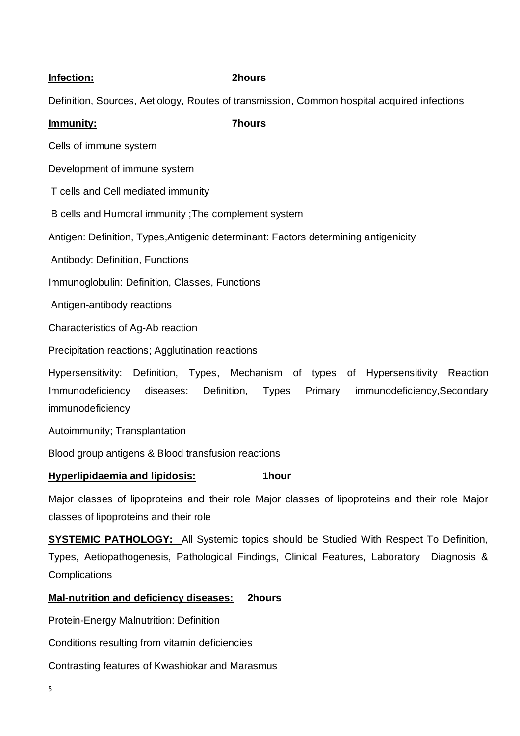**Infection:** **2hours**

Definition, Sources, Aetiology, Routes of transmission, Common hospital acquired infections

**Immunity:** **7hours**

Cells of immune system

Development of immune system

T cells and Cell mediated immunity

B cells and Humoral immunity ;The complement system

Antigen: Definition, Types,Antigenic determinant: Factors determining antigenicity

Antibody: Definition, Functions

Immunoglobulin: Definition, Classes, Functions

Antigen-antibody reactions

Characteristics of Ag-Ab reaction

Precipitation reactions; Agglutination reactions

Hypersensitivity: Definition, Types, Mechanism of types of Hypersensitivity Reaction Immunodeficiency diseases: Definition, Types Primary immunodeficiency,Secondary immunodeficiency

Autoimmunity; Transplantation

Blood group antigens & Blood transfusion reactions

**Hyperlipidaemia and lipidosis:** **1hour**

Major classes of lipoproteins and their role Major classes of lipoproteins and their role Major classes of lipoproteins and their role

**SYSTEMIC PATHOLOGY:** All Systemic topics should be Studied With Respect To Definition, Types, Aetiopathogenesis, Pathological Findings, Clinical Features, Laboratory Diagnosis & Complications

**Mal-nutrition and deficiency diseases:** **2hours**

Protein-Energy Malnutrition: Definition

Conditions resulting from vitamin deficiencies

Contrasting features of Kwashiokar and Marasmus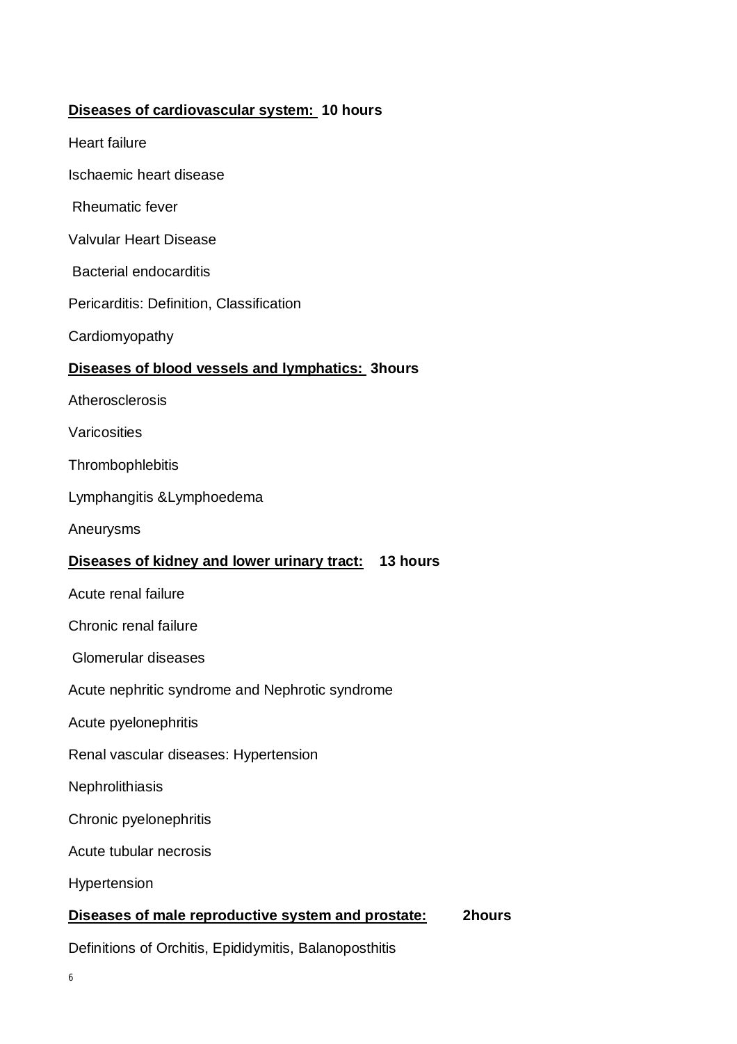**<u>Diseases of cardiovascular system:</u> 10 hours**

Heart failure

Ischaemic heart disease

Rheumatic fever

Valvular Heart Disease

Bacterial endocarditis

Pericarditis: Definition, Classification

Cardiomyopathy

**<u>Diseases of blood vessels and lymphatics:</u> 3hours**

Atherosclerosis

Varicosities

Thrombophlebitis

Lymphangitis &Lymphoedema

Aneurysms

**<u>Diseases of kidney and lower urinary tract:</u> 13 hours**

Acute renal failure

Chronic renal failure

Glomerular diseases

Acute nephritic syndrome and Nephrotic syndrome

Acute pyelonephritis

Renal vascular diseases: Hypertension

Nephrolithiasis

Chronic pyelonephritis

Acute tubular necrosis

Hypertension

**<u>Diseases of male reproductive system and prostate:</u> 2hours**

Definitions of Orchitis, Epididymitis, Balanoposthitis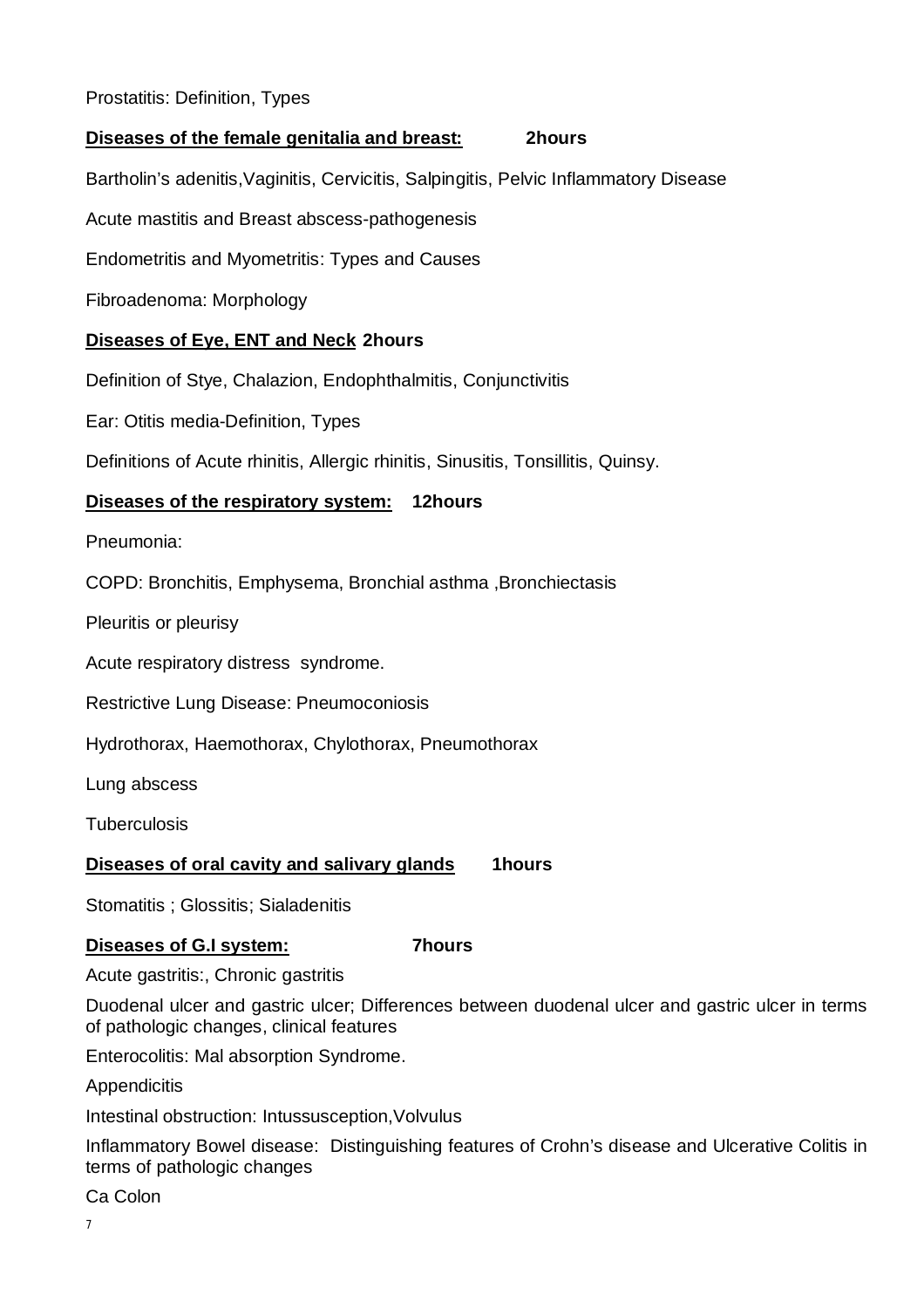Prostatitis: Definition, Types

**<u>Diseases of the female genitalia and breast:</u>** **2hours**

Bartholin's adenitis,Vaginitis, Cervicitis, Salpingitis, Pelvic Inflammatory Disease

Acute mastitis and Breast abscess-pathogenesis

Endometritis and Myometritis: Types and Causes

Fibroadenoma: Morphology

**<u>Diseases of Eye, ENT and Neck</u>** **2hours**

Definition of Stye, Chalazion, Endophthalmitis, Conjunctivitis

Ear: Otitis media-Definition, Types

Definitions of Acute rhinitis, Allergic rhinitis, Sinusitis, Tonsillitis, Quinsy.

**<u>Diseases of the respiratory system:</u>** **12hours**

Pneumonia:

COPD: Bronchitis, Emphysema, Bronchial asthma ,Bronchiectasis

Pleuritis or pleurisy

Acute respiratory distress syndrome.

Restrictive Lung Disease: Pneumoconiosis

Hydrothorax, Haemothorax, Chylothorax, Pneumothorax

Lung abscess

Tuberculosis

**<u>Diseases of oral cavity and salivary glands</u>** **1hours**

Stomatitis ; Glossitis; Sialadenitis

**<u>Diseases of G.I system:</u>** **7hours**

Acute gastritis:, Chronic gastritis

Duodenal ulcer and gastric ulcer; Differences between duodenal ulcer and gastric ulcer in terms of pathologic changes, clinical features

Enterocolitis: Mal absorption Syndrome.

Appendicitis

Intestinal obstruction: Intussusception,Volvulus

Inflammatory Bowel disease: Distinguishing features of Crohn's disease and Ulcerative Colitis in terms of pathologic changes

Ca Colon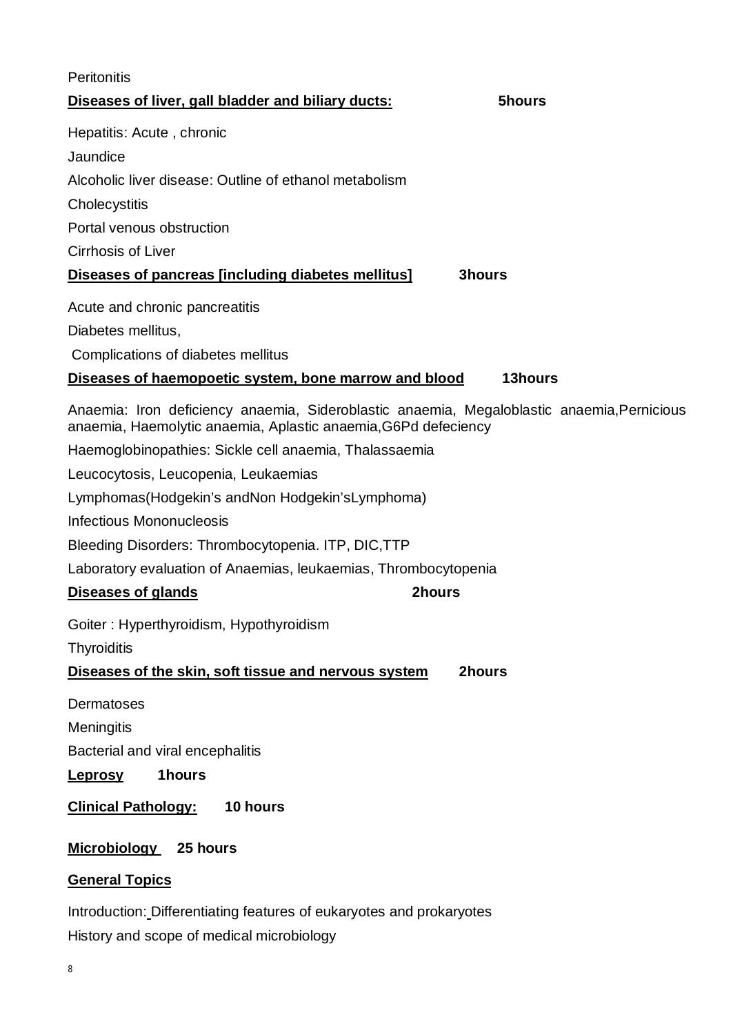Peritonitis

**Diseases of liver, gall bladder and biliary ducts:** **5hours**

Hepatitis: Acute , chronic

Jaundice

Alcoholic liver disease: Outline of ethanol metabolism

Cholecystitis

Portal venous obstruction

Cirrhosis of Liver

**Diseases of pancreas [including diabetes mellitus]** **3hours**

Acute and chronic pancreatitis

Diabetes mellitus,

Complications of diabetes mellitus

**Diseases of haemopoetic system, bone marrow and blood** **13hours**

Anaemia: Iron deficiency anaemia, Sideroblastic anaemia, Megaloblastic anaemia,Pernicious anaemia, Haemolytic anaemia, Aplastic anaemia,G6Pd defeciency

Haemoglobinopathies: Sickle cell anaemia, Thalassaemia

Leucocytosis, Leucopenia, Leukaemias

Lymphomas(Hodgekin's andNon Hodgekin'sLymphoma)

Infectious Mononucleosis

Bleeding Disorders: Thrombocytopenia. ITP, DIC,TTP

Laboratory evaluation of Anaemias, leukaemias, Thrombocytopenia

**Diseases of glands** **2hours**

Goiter : Hyperthyroidism, Hypothyroidism

Thyroiditis

**Diseases of the skin, soft tissue and nervous system** **2hours**

Dermatoses

Meningitis

Bacterial and viral encephalitis

**Leprosy** **1hours**

**Clinical Pathology:** **10 hours**

**Microbiology** **25 hours**

**General Topics**

Introduction: Differentiating features of eukaryotes and prokaryotes

History and scope of medical microbiology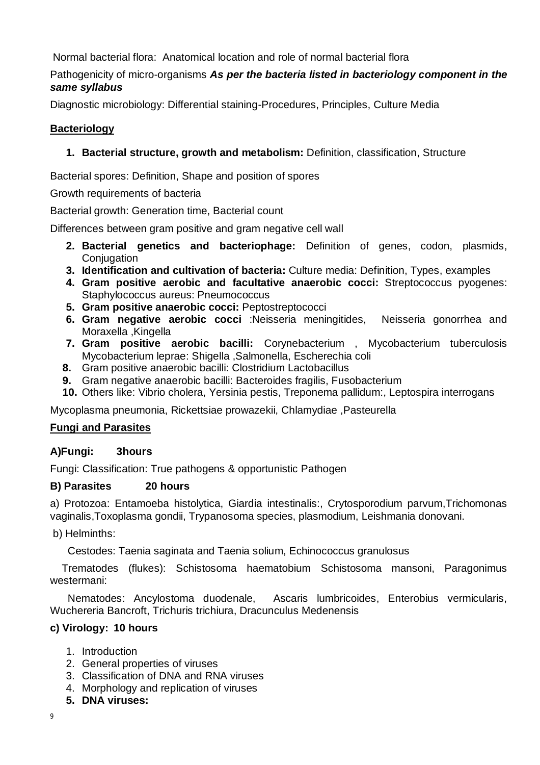Normal bacterial flora: Anatomical location and role of normal bacterial flora

Pathogenicity of micro-organisms ***As per the bacteria listed in bacteriology component in the same syllabus***

Diagnostic microbiology: Differential staining-Procedures, Principles, Culture Media

**<u>Bacteriology</u>**

1. **Bacterial structure, growth and metabolism:** Definition, classification, Structure

Bacterial spores: Definition, Shape and position of spores

Growth requirements of bacteria

Bacterial growth: Generation time, Bacterial count

Differences between gram positive and gram negative cell wall

2. **Bacterial genetics and bacteriophage:** Definition of genes, codon, plasmids, Conjugation
3. **Identification and cultivation of bacteria:** Culture media: Definition, Types, examples
4. **Gram positive aerobic and facultative anaerobic cocci:** Streptococcus pyogenes: Staphylococcus aureus: Pneumococcus
5. **Gram positive anaerobic cocci:** Peptostreptococci
6. **Gram negative aerobic cocci** :Neisseria meningitides, Neisseria gonorrhea and Moraxella ,Kingella
7. **Gram positive aerobic bacilli:** Corynebacterium , Mycobacterium tuberculosis Mycobacterium leprae: Shigella ,Salmonella, Escherechia coli
8. Gram positive anaerobic bacilli: Clostridium Lactobacillus
9. Gram negative anaerobic bacilli: Bacteroides fragilis, Fusobacterium
10. Others like: Vibrio cholera, Yersinia pestis, Treponema pallidum:, Leptospira interrogans

Mycoplasma pneumonia, Rickettsiae prowazekii, Chlamydiae ,Pasteurella

**<u>Fungi and Parasites</u>**

**A)Fungi: 3hours**

Fungi: Classification: True pathogens & opportunistic Pathogen

**B) Parasites 20 hours**

a) Protozoa: Entamoeba histolytica, Giardia intestinalis:, Crytosporodium parvum,Trichomonas vaginalis,Toxoplasma gondii, Trypanosoma species, plasmodium, Leishmania donovani.

b) Helminths:

Cestodes: Taenia saginata and Taenia solium, Echinococcus granulosus

Trematodes (flukes): Schistosoma haematobium Schistosoma mansoni, Paragonimus westermani:

Nematodes: Ancylostoma duodenale, Ascaris lumbricoides, Enterobius vermicularis, Wuchereria Bancroft, Trichuris trichiura, Dracunculus Medenensis

**c) Virology: 10 hours**

1. Introduction
2. General properties of viruses
3. Classification of DNA and RNA viruses
4. Morphology and replication of viruses
5. **DNA viruses:**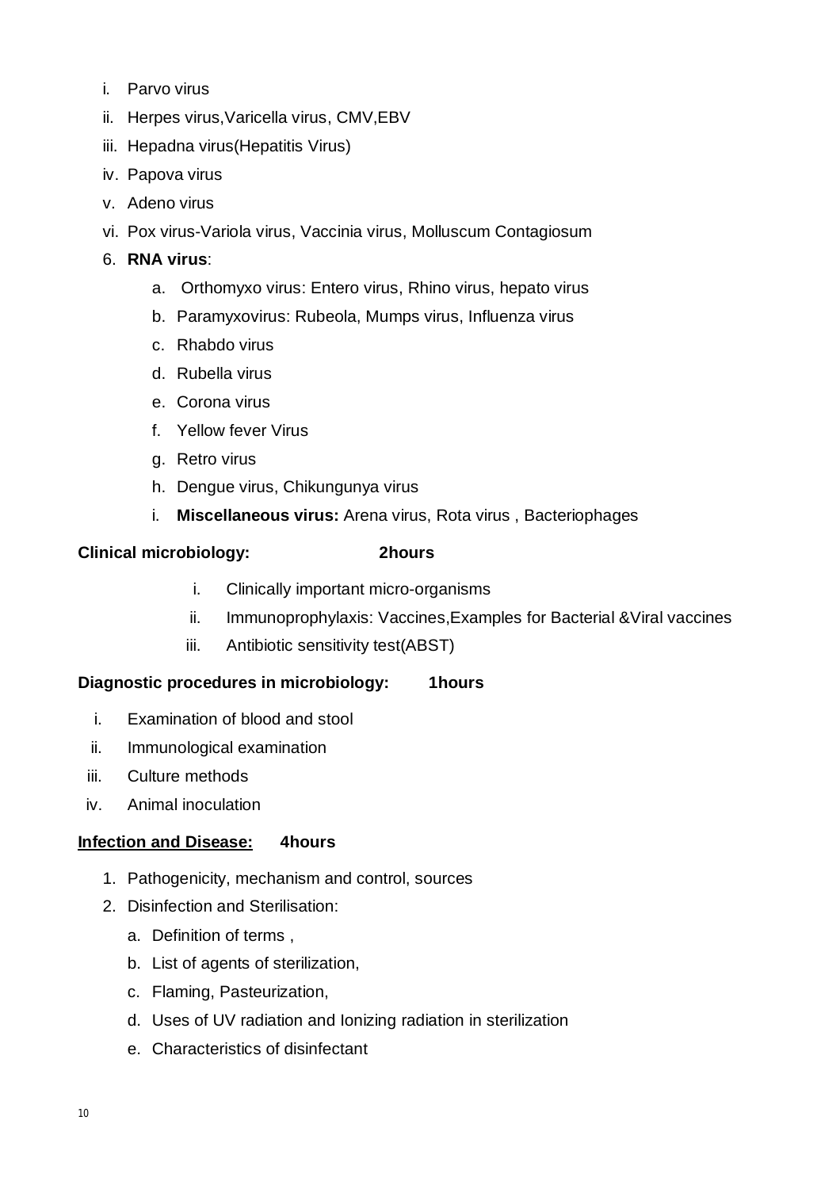i. Parvo virus
ii. Herpes virus,Varicella virus, CMV,EBV
iii. Hepadna virus(Hepatitis Virus)
iv. Papova virus
v. Adeno virus
vi. Pox virus-Variola virus, Vaccinia virus, Molluscum Contagiosum

6. **RNA virus**:
   a. Orthomyxo virus: Entero virus, Rhino virus, hepato virus
   b. Paramyxovirus: Rubeola, Mumps virus, Influenza virus
   c. Rhabdo virus
   d. Rubella virus
   e. Corona virus
   f. Yellow fever Virus
   g. Retro virus
   h. Dengue virus, Chikungunya virus
   i. **Miscellaneous virus:** Arena virus, Rota virus , Bacteriophages

**Clinical microbiology: 2hours**

i. Clinically important micro-organisms
ii. Immunoprophylaxis: Vaccines,Examples for Bacterial &Viral vaccines
iii. Antibiotic sensitivity test(ABST)

**Diagnostic procedures in microbiology: 1hours**

i. Examination of blood and stool
ii. Immunological examination
iii. Culture methods
iv. Animal inoculation

**<u>Infection and Disease:</u> 4hours**

1. Pathogenicity, mechanism and control, sources
2. Disinfection and Sterilisation:
   a. Definition of terms ,
   b. List of agents of sterilization,
   c. Flaming, Pasteurization,
   d. Uses of UV radiation and Ionizing radiation in sterilization
   e. Characteristics of disinfectant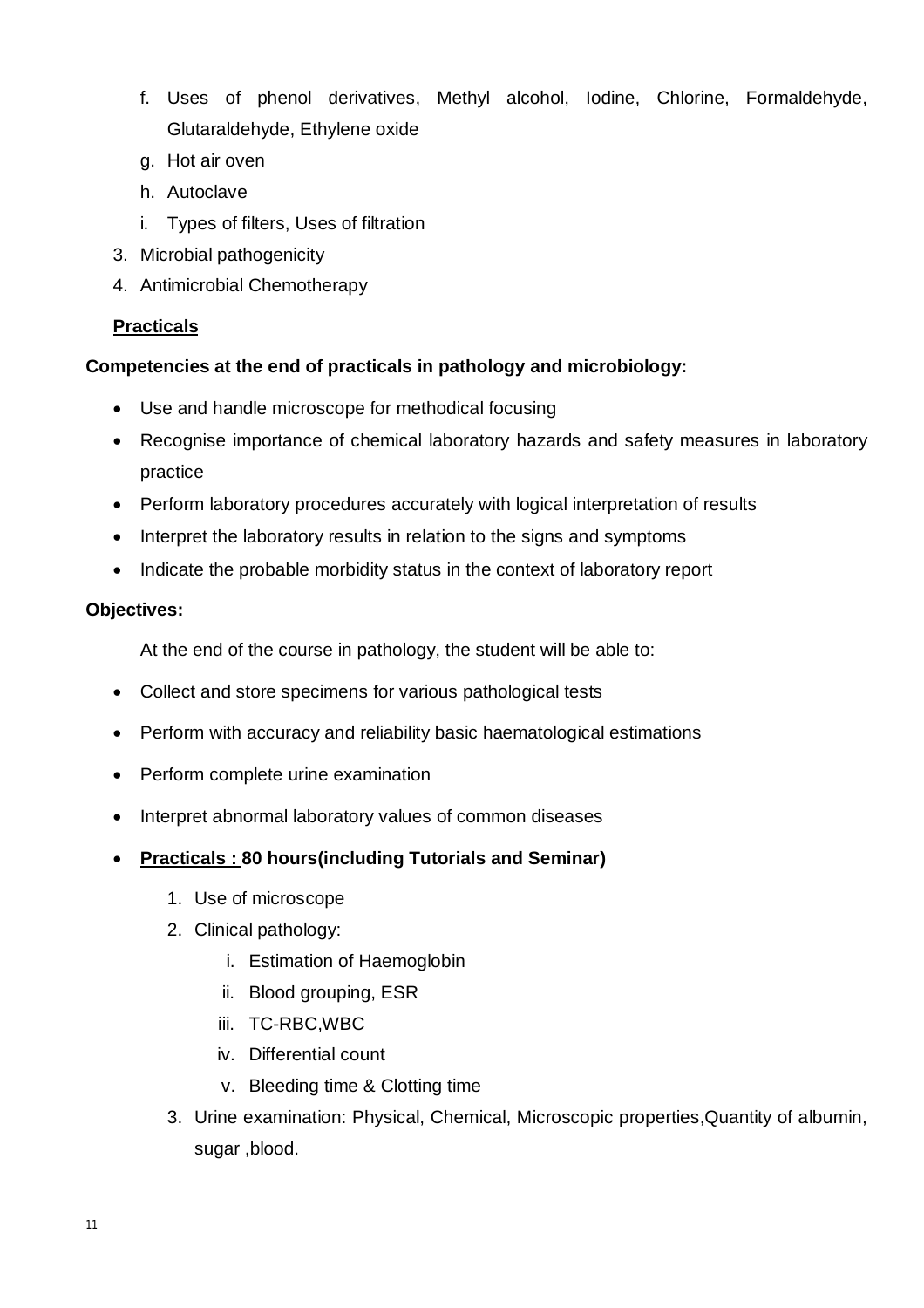f. Uses of phenol derivatives, Methyl alcohol, Iodine, Chlorine, Formaldehyde, Glutaraldehyde, Ethylene oxide
g. Hot air oven
h. Autoclave
i. Types of filters, Uses of filtration

3. Microbial pathogenicity
4. Antimicrobial Chemotherapy

**Practicals**

**Competencies at the end of practicals in pathology and microbiology:**

- Use and handle microscope for methodical focusing
- Recognise importance of chemical laboratory hazards and safety measures in laboratory practice
- Perform laboratory procedures accurately with logical interpretation of results
- Interpret the laboratory results in relation to the signs and symptoms
- Indicate the probable morbidity status in the context of laboratory report

**Objectives:**

At the end of the course in pathology, the student will be able to:

- Collect and store specimens for various pathological tests
- Perform with accuracy and reliability basic haematological estimations
- Perform complete urine examination
- Interpret abnormal laboratory values of common diseases
- **Practicals : 80 hours(including Tutorials and Seminar)**
    1. Use of microscope
    2. Clinical pathology:
        i. Estimation of Haemoglobin
        ii. Blood grouping, ESR
        iii. TC-RBC,WBC
        iv. Differential count
        v. Bleeding time & Clotting time
    3. Urine examination: Physical, Chemical, Microscopic properties,Quantity of albumin, sugar ,blood.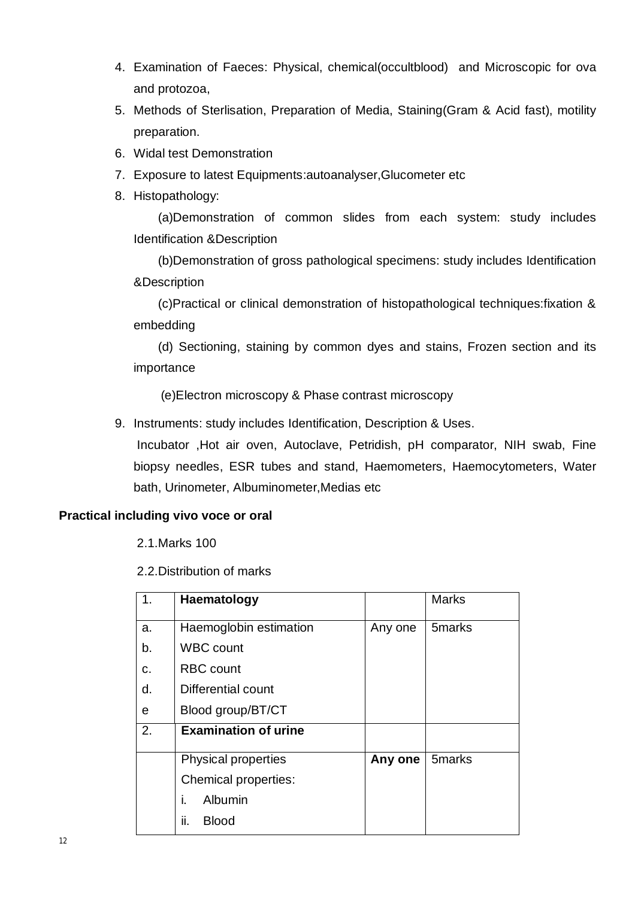4. Examination of Faeces: Physical, chemical(occultblood) and Microscopic for ova and protozoa,
5. Methods of Sterlisation, Preparation of Media, Staining(Gram & Acid fast), motility preparation.
6. Widal test Demonstration
7. Exposure to latest Equipments:autoanalyser,Glucometer etc
8. Histopathology:

   (a)Demonstration of common slides from each system: study includes Identification &Description

   (b)Demonstration of gross pathological specimens: study includes Identification &Description

   (c)Practical or clinical demonstration of histopathological techniques:fixation & embedding

   (d) Sectioning, staining by common dyes and stains, Frozen section and its importance

   (e)Electron microscopy & Phase contrast microscopy

9. Instruments: study includes Identification, Description & Uses.

   Incubator ,Hot air oven, Autoclave, Petridish, pH comparator, NIH swab, Fine biopsy needles, ESR tubes and stand, Haemometers, Haemocytometers, Water bath, Urinometer, Albuminometer,Medias etc

**Practical including vivo voce or oral**

2.1.Marks 100

2.2.Distribution of marks

| 1. | **Haematology** | | Marks |
|---|---|---|---|
| a.<br>b.<br>c.<br>d.<br>e | Haemoglobin estimation<br>WBC count<br>RBC count<br>Differential count<br>Blood group/BT/CT | Any one | 5marks |
| 2. | **Examination of urine** | | |
| | Physical properties<br>Chemical properties:<br>i. Albumin<br>ii. Blood | **Any one** | 5marks |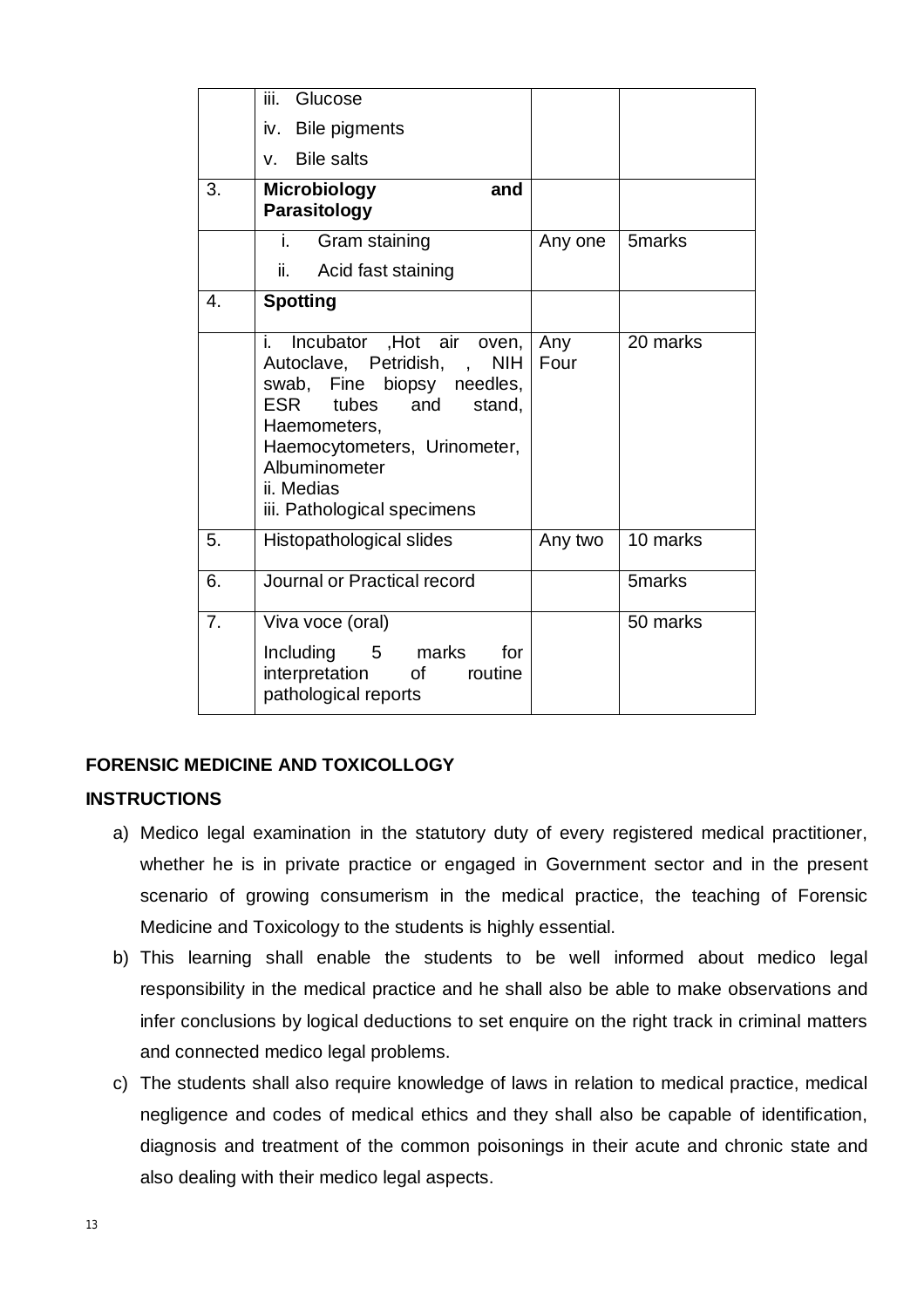|  |  |  |  |
|---|---|---|---|
|  | iii. Glucose<br>iv. Bile pigments<br>v. Bile salts |  |  |
| 3. | **Microbiology and Parasitology** |  |  |
|  | i. Gram staining<br>ii. Acid fast staining | Any one | 5marks |
| 4. | **Spotting** |  |  |
|  | i. Incubator ,Hot air oven, Autoclave, Petridish, , NIH swab, Fine biopsy needles, ESR tubes and stand, Haemometers, Haemocytometers, Urinometer, Albuminometer<br>ii. Medias<br>iii. Pathological specimens | Any Four | 20 marks |
| 5. | Histopathological slides | Any two | 10 marks |
| 6. | Journal or Practical record |  | 5marks |
| 7. | Viva voce (oral)<br>Including 5 marks for interpretation of routine pathological reports |  | 50 marks |

**FORENSIC MEDICINE AND TOXICOLLOGY**

**INSTRUCTIONS**

a) Medico legal examination in the statutory duty of every registered medical practitioner, whether he is in private practice or engaged in Government sector and in the present scenario of growing consumerism in the medical practice, the teaching of Forensic Medicine and Toxicology to the students is highly essential.

b) This learning shall enable the students to be well informed about medico legal responsibility in the medical practice and he shall also be able to make observations and infer conclusions by logical deductions to set enquire on the right track in criminal matters and connected medico legal problems.

c) The students shall also require knowledge of laws in relation to medical practice, medical negligence and codes of medical ethics and they shall also be capable of identification, diagnosis and treatment of the common poisonings in their acute and chronic state and also dealing with their medico legal aspects.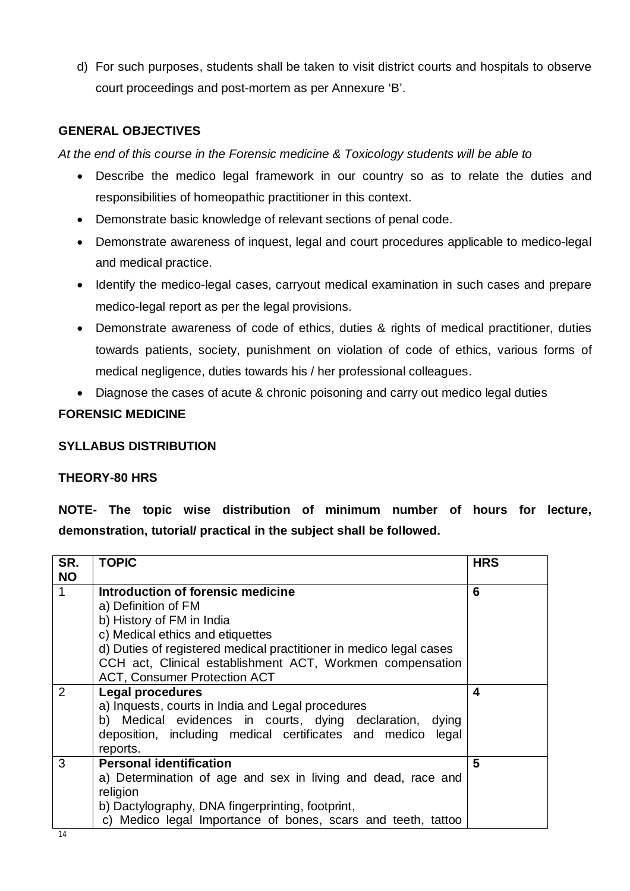d) For such purposes, students shall be taken to visit district courts and hospitals to observe court proceedings and post-mortem as per Annexure 'B'.

**GENERAL OBJECTIVES**

*At the end of this course in the Forensic medicine & Toxicology students will be able to*

- Describe the medico legal framework in our country so as to relate the duties and responsibilities of homeopathic practitioner in this context.
- Demonstrate basic knowledge of relevant sections of penal code.
- Demonstrate awareness of inquest, legal and court procedures applicable to medico-legal and medical practice.
- Identify the medico-legal cases, carryout medical examination in such cases and prepare medico-legal report as per the legal provisions.
- Demonstrate awareness of code of ethics, duties & rights of medical practitioner, duties towards patients, society, punishment on violation of code of ethics, various forms of medical negligence, duties towards his / her professional colleagues.
- Diagnose the cases of acute & chronic poisoning and carry out medico legal duties

**FORENSIC MEDICINE**

**SYLLABUS DISTRIBUTION**

**THEORY-80 HRS**

**NOTE- The topic wise distribution of minimum number of hours for lecture, demonstration, tutorial/ practical in the subject shall be followed.**

| SR. NO | TOPIC | HRS |
|---|---|---|
| 1 | **Introduction of forensic medicine**<br>a) Definition of FM<br>b) History of FM in India<br>c) Medical ethics and etiquettes<br>d) Duties of registered medical practitioner in medico legal cases CCH act, Clinical establishment ACT, Workmen compensation ACT, Consumer Protection ACT | **6** |
| 2 | **Legal procedures**<br>a) Inquests, courts in India and Legal procedures<br>b) Medical evidences in courts, dying declaration, dying deposition, including medical certificates and medico legal reports. | **4** |
| 3 | **Personal identification**<br>a) Determination of age and sex in living and dead, race and religion<br>b) Dactylography, DNA fingerprinting, footprint,<br>c) Medico legal Importance of bones, scars and teeth, tattoo | **5** |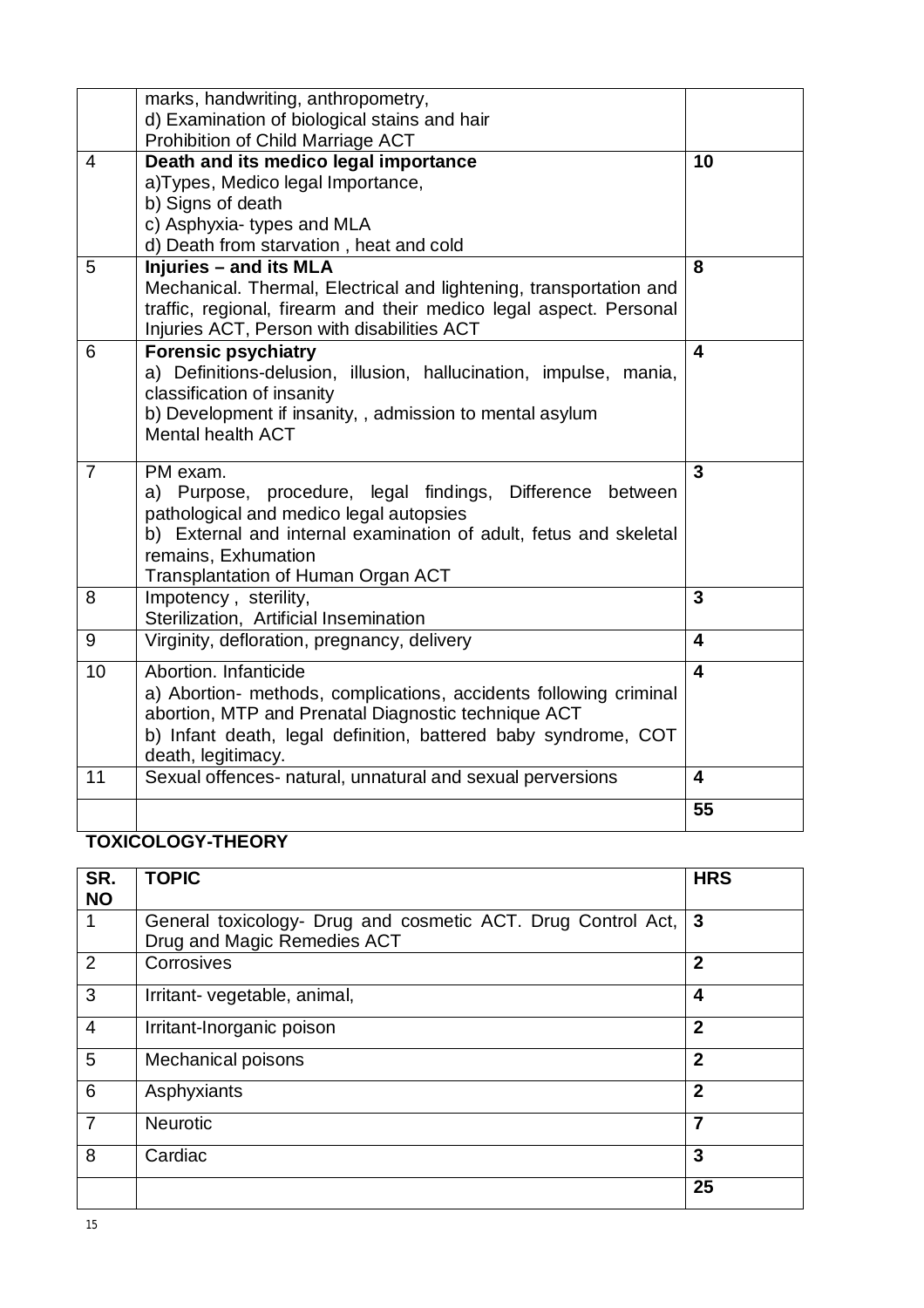|  | marks, handwriting, anthropometry,<br>d) Examination of biological stains and hair<br>Prohibition of Child Marriage ACT |  |
|---|---|---|
| 4 | **Death and its medico legal importance**<br>a)Types, Medico legal Importance,<br>b) Signs of death<br>c) Asphyxia- types and MLA<br>d) Death from starvation , heat and cold | **10** |
| 5 | **Injuries – and its MLA**<br>Mechanical. Thermal, Electrical and lightening, transportation and traffic, regional, firearm and their medico legal aspect. Personal Injuries ACT, Person with disabilities ACT | **8** |
| 6 | **Forensic psychiatry**<br>a) Definitions-delusion, illusion, hallucination, impulse, mania, classification of insanity<br>b) Development if insanity, , admission to mental asylum<br>Mental health ACT | **4** |
| 7 | PM exam.<br>a) Purpose, procedure, legal findings, Difference between pathological and medico legal autopsies<br>b) External and internal examination of adult, fetus and skeletal remains, Exhumation<br>Transplantation of Human Organ ACT | **3** |
| 8 | Impotency , sterility,<br>Sterilization, Artificial Insemination | **3** |
| 9 | Virginity, defloration, pregnancy, delivery | **4** |
| 10 | Abortion. Infanticide<br>a) Abortion- methods, complications, accidents following criminal abortion, MTP and Prenatal Diagnostic technique ACT<br>b) Infant death, legal definition, battered baby syndrome, COT death, legitimacy. | **4** |
| 11 | Sexual offences- natural, unnatural and sexual perversions | **4** |
|  |  | **55** |

**TOXICOLOGY-THEORY**

| SR. NO | TOPIC | HRS |
|---|---|---|
| 1 | General toxicology- Drug and cosmetic ACT. Drug Control Act, Drug and Magic Remedies ACT | **3** |
| 2 | Corrosives | **2** |
| 3 | Irritant- vegetable, animal, | **4** |
| 4 | Irritant-Inorganic poison | **2** |
| 5 | Mechanical poisons | **2** |
| 6 | Asphyxiants | **2** |
| 7 | Neurotic | **7** |
| 8 | Cardiac | **3** |
|  |  | **25** |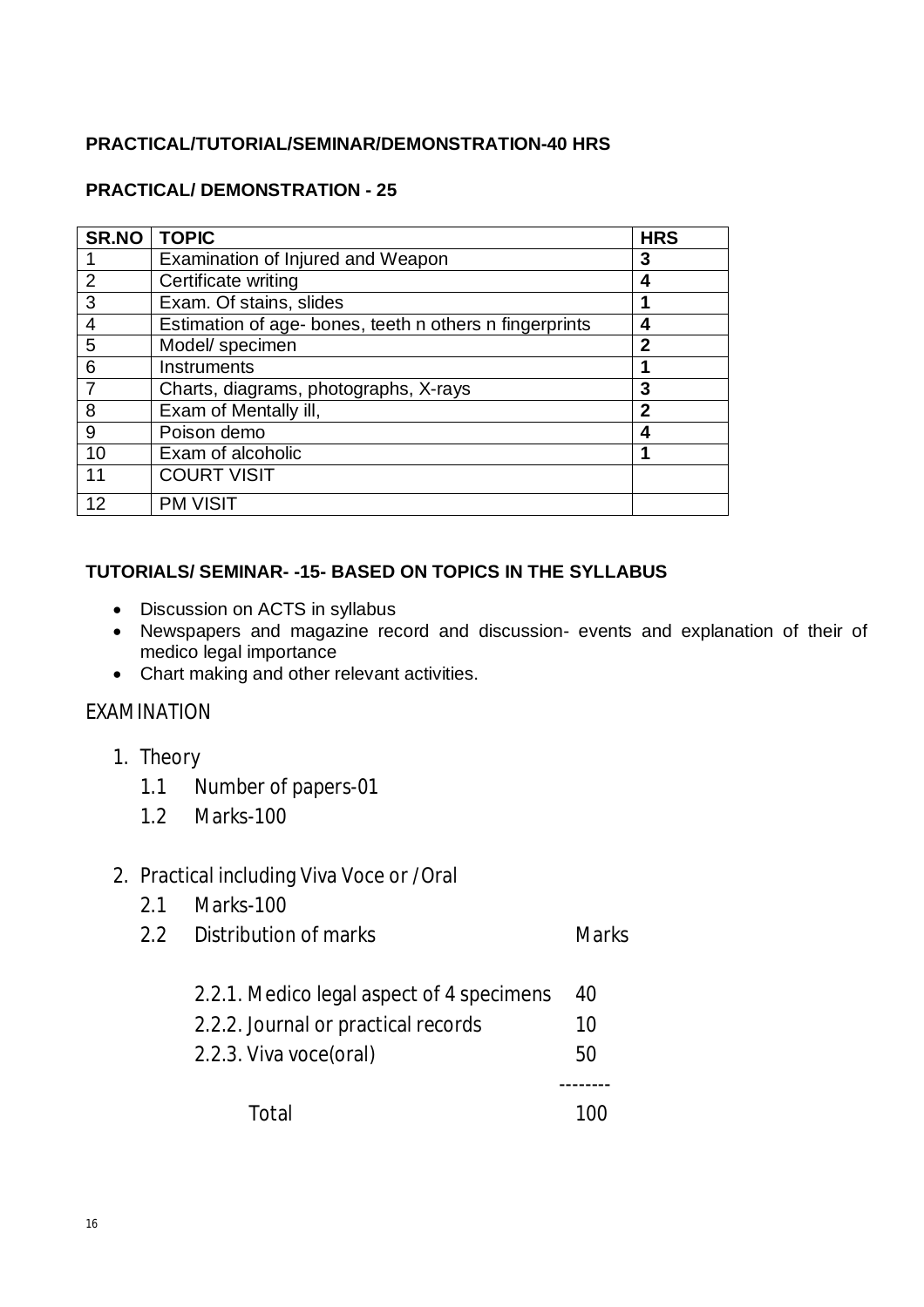**PRACTICAL/TUTORIAL/SEMINAR/DEMONSTRATION-40 HRS**

**PRACTICAL/ DEMONSTRATION - 25**

| SR.NO | TOPIC | HRS |
|---|---|---|
| 1 | Examination of Injured and Weapon | 3 |
| 2 | Certificate writing | 4 |
| 3 | Exam. Of stains, slides | 1 |
| 4 | Estimation of age- bones, teeth n others n fingerprints | 4 |
| 5 | Model/ specimen | 2 |
| 6 | Instruments | 1 |
| 7 | Charts, diagrams, photographs, X-rays | 3 |
| 8 | Exam of Mentally ill, | 2 |
| 9 | Poison demo | 4 |
| 10 | Exam of alcoholic | 1 |
| 11 | COURT VISIT | |
| 12 | PM VISIT | |

**TUTORIALS/ SEMINAR- -15- BASED ON TOPICS IN THE SYLLABUS**

- Discussion on ACTS in syllabus
- Newspapers and magazine record and discussion- events and explanation of their of medico legal importance
- Chart making and other relevant activities.

## EXAMINATION

1. Theory
   - 1.1 Number of papers-01
   - 1.2 Marks-100

2. Practical including Viva Voce or /Oral
   - 2.1 Marks-100
   - 2.2 Distribution of marks

| | Marks |
|---|---|
| 2.2.1. Medico legal aspect of 4 specimens | 40 |
| 2.2.2. Journal or practical records | 10 |
| 2.2.3. Viva voce(oral) | 50 |
| Total | 100 |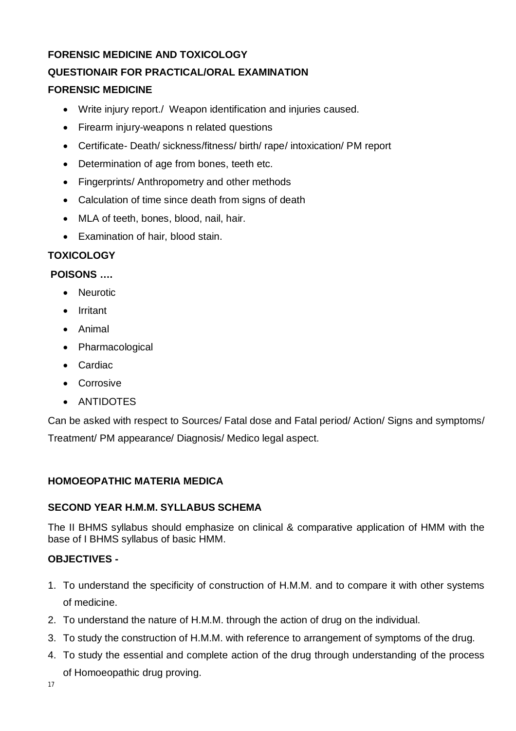**FORENSIC MEDICINE AND TOXICOLOGY**

**QUESTIONAIR FOR PRACTICAL/ORAL EXAMINATION**

**FORENSIC MEDICINE**

- Write injury report./ Weapon identification and injuries caused.
- Firearm injury-weapons n related questions
- Certificate- Death/ sickness/fitness/ birth/ rape/ intoxication/ PM report
- Determination of age from bones, teeth etc.
- Fingerprints/ Anthropometry and other methods
- Calculation of time since death from signs of death
- MLA of teeth, bones, blood, nail, hair.
- Examination of hair, blood stain.

**TOXICOLOGY**

**POISONS ….**

- Neurotic
- Irritant
- Animal
- Pharmacological
- Cardiac
- Corrosive
- ANTIDOTES

Can be asked with respect to Sources/ Fatal dose and Fatal period/ Action/ Signs and symptoms/ Treatment/ PM appearance/ Diagnosis/ Medico legal aspect.

**HOMOEOPATHIC MATERIA MEDICA**

**SECOND YEAR H.M.M. SYLLABUS SCHEMA**

The II BHMS syllabus should emphasize on clinical & comparative application of HMM with the base of I BHMS syllabus of basic HMM.

**OBJECTIVES -**

1. To understand the specificity of construction of H.M.M. and to compare it with other systems of medicine.
2. To understand the nature of H.M.M. through the action of drug on the individual.
3. To study the construction of H.M.M. with reference to arrangement of symptoms of the drug.
4. To study the essential and complete action of the drug through understanding of the process of Homoeopathic drug proving.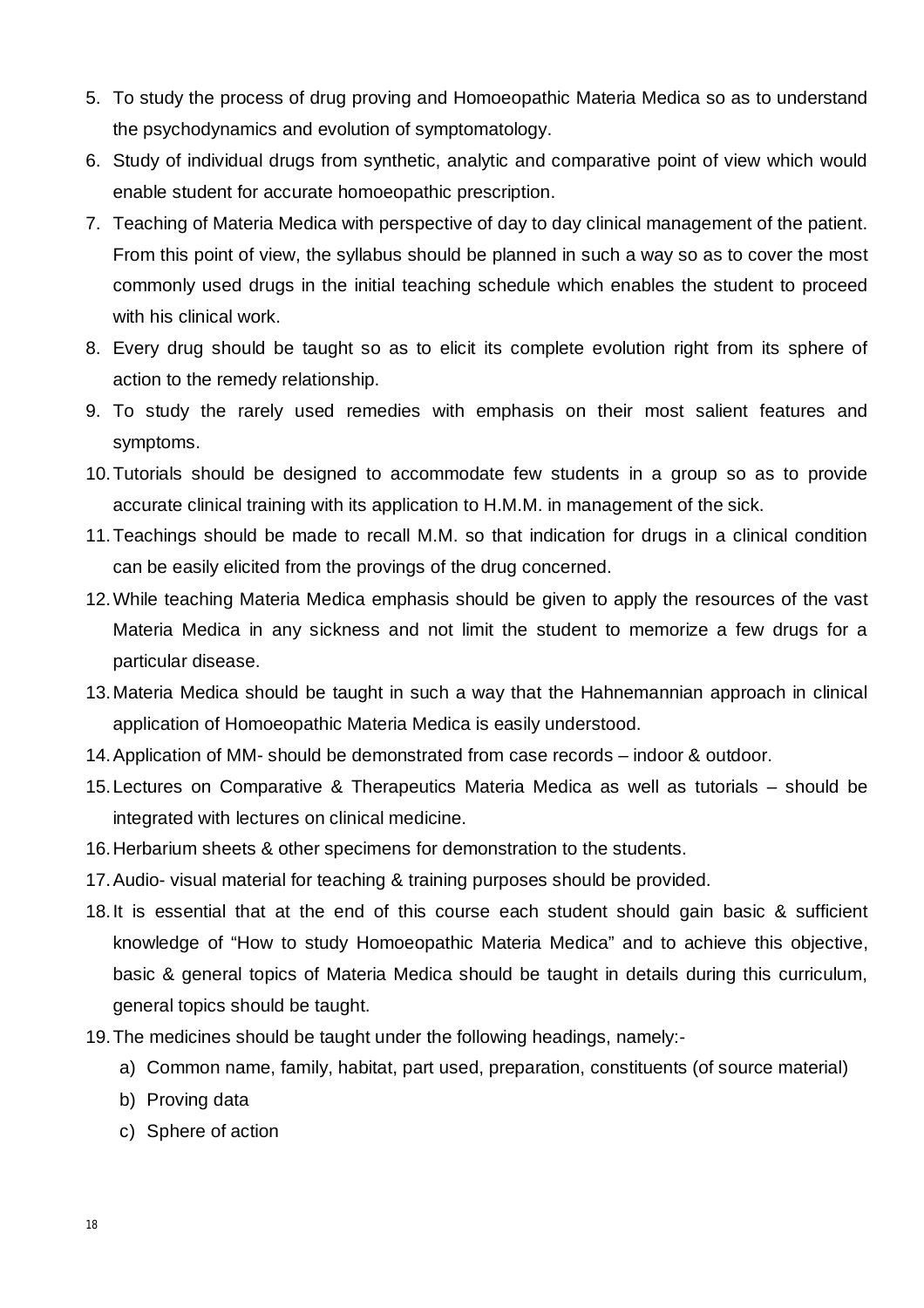5. To study the process of drug proving and Homoeopathic Materia Medica so as to understand the psychodynamics and evolution of symptomatology.
6. Study of individual drugs from synthetic, analytic and comparative point of view which would enable student for accurate homoeopathic prescription.
7. Teaching of Materia Medica with perspective of day to day clinical management of the patient. From this point of view, the syllabus should be planned in such a way so as to cover the most commonly used drugs in the initial teaching schedule which enables the student to proceed with his clinical work.
8. Every drug should be taught so as to elicit its complete evolution right from its sphere of action to the remedy relationship.
9. To study the rarely used remedies with emphasis on their most salient features and symptoms.
10. Tutorials should be designed to accommodate few students in a group so as to provide accurate clinical training with its application to H.M.M. in management of the sick.
11. Teachings should be made to recall M.M. so that indication for drugs in a clinical condition can be easily elicited from the provings of the drug concerned.
12. While teaching Materia Medica emphasis should be given to apply the resources of the vast Materia Medica in any sickness and not limit the student to memorize a few drugs for a particular disease.
13. Materia Medica should be taught in such a way that the Hahnemannian approach in clinical application of Homoeopathic Materia Medica is easily understood.
14. Application of MM- should be demonstrated from case records – indoor & outdoor.
15. Lectures on Comparative & Therapeutics Materia Medica as well as tutorials – should be integrated with lectures on clinical medicine.
16. Herbarium sheets & other specimens for demonstration to the students.
17. Audio- visual material for teaching & training purposes should be provided.
18. It is essential that at the end of this course each student should gain basic & sufficient knowledge of "How to study Homoeopathic Materia Medica" and to achieve this objective, basic & general topics of Materia Medica should be taught in details during this curriculum, general topics should be taught.
19. The medicines should be taught under the following headings, namely:-
    a) Common name, family, habitat, part used, preparation, constituents (of source material)
    b) Proving data
    c) Sphere of action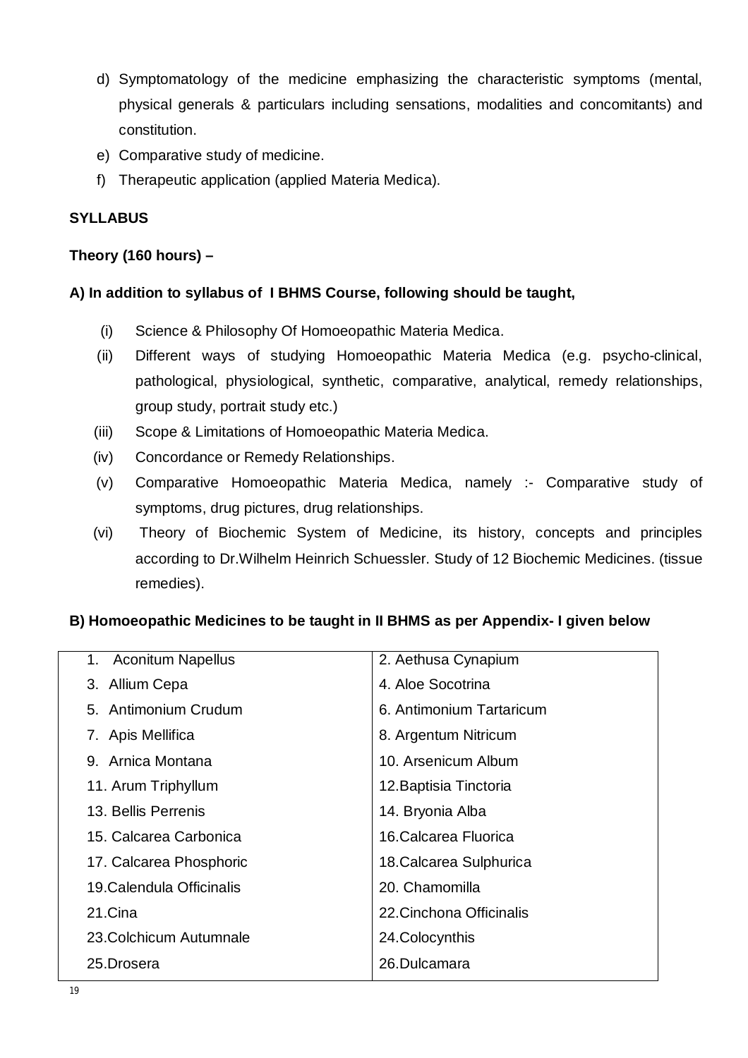d) Symptomatology of the medicine emphasizing the characteristic symptoms (mental, physical generals & particulars including sensations, modalities and concomitants) and constitution.
e) Comparative study of medicine.
f) Therapeutic application (applied Materia Medica).

**SYLLABUS**

**Theory (160 hours) –**

**A) In addition to syllabus of I BHMS Course, following should be taught,**

(i) Science & Philosophy Of Homoeopathic Materia Medica.
(ii) Different ways of studying Homoeopathic Materia Medica (e.g. psycho-clinical, pathological, physiological, synthetic, comparative, analytical, remedy relationships, group study, portrait study etc.)
(iii) Scope & Limitations of Homoeopathic Materia Medica.
(iv) Concordance or Remedy Relationships.
(v) Comparative Homoeopathic Materia Medica, namely :- Comparative study of symptoms, drug pictures, drug relationships.
(vi) Theory of Biochemic System of Medicine, its history, concepts and principles according to Dr.Wilhelm Heinrich Schuessler. Study of 12 Biochemic Medicines. (tissue remedies).

**B) Homoeopathic Medicines to be taught in II BHMS as per Appendix- I given below**

| | |
|---|---|
| 1. Aconitum Napellus | 2. Aethusa Cynapium |
| 3. Allium Cepa | 4. Aloe Socotrina |
| 5. Antimonium Crudum | 6. Antimonium Tartaricum |
| 7. Apis Mellifica | 8. Argentum Nitricum |
| 9. Arnica Montana | 10. Arsenicum Album |
| 11. Arum Triphyllum | 12.Baptisia Tinctoria |
| 13. Bellis Perrenis | 14. Bryonia Alba |
| 15. Calcarea Carbonica | 16.Calcarea Fluorica |
| 17. Calcarea Phosphoric | 18.Calcarea Sulphurica |
| 19.Calendula Officinalis | 20. Chamomilla |
| 21.Cina | 22.Cinchona Officinalis |
| 23.Colchicum Autumnale | 24.Colocynthis |
| 25.Drosera | 26.Dulcamara |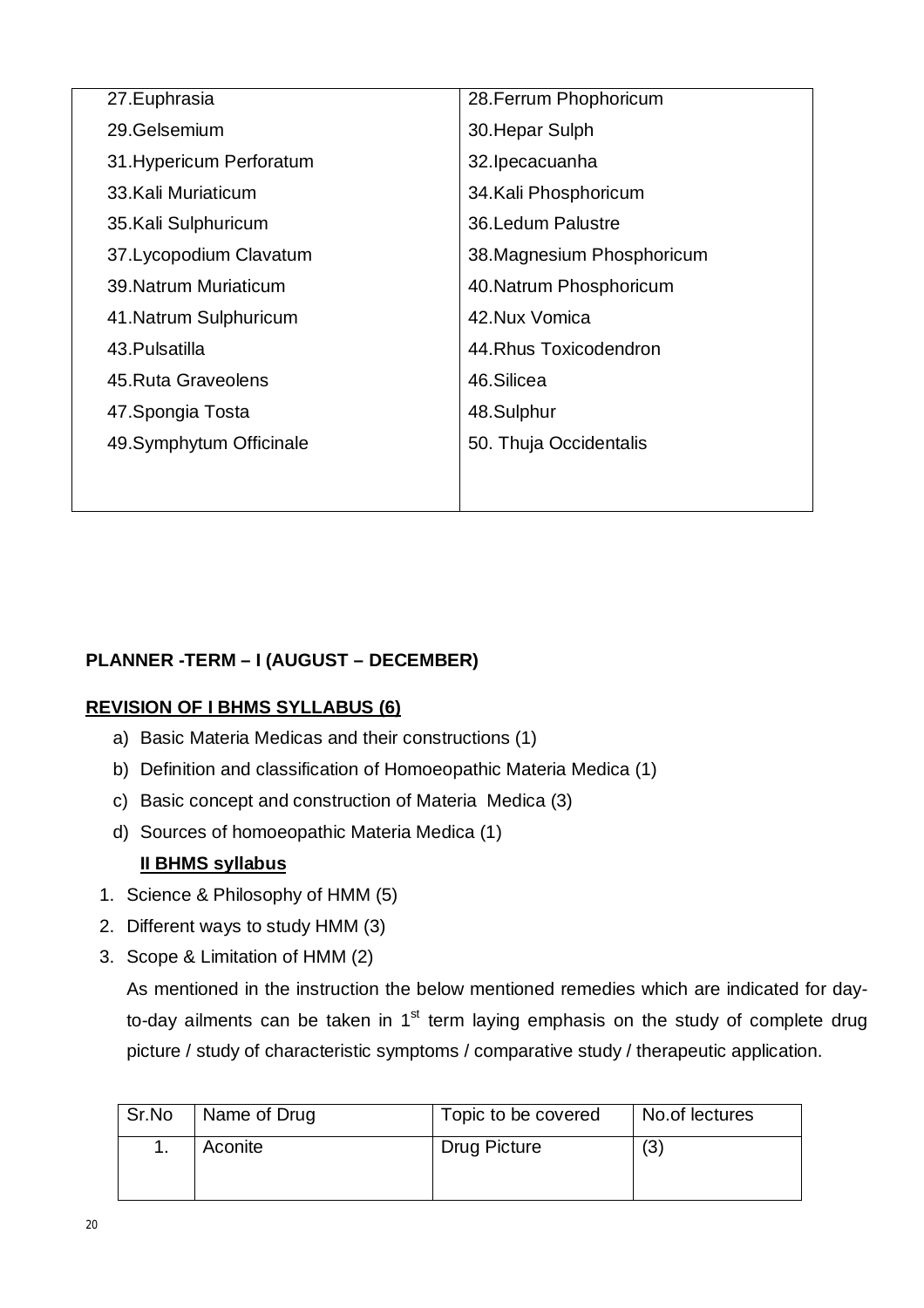| 27.Euphrasia | 28.Ferrum Phophoricum |
|---|---|
| 29.Gelsemium | 30.Hepar Sulph |
| 31.Hypericum Perforatum | 32.Ipecacuanha |
| 33.Kali Muriaticum | 34.Kali Phosphoricum |
| 35.Kali Sulphuricum | 36.Ledum Palustre |
| 37.Lycopodium Clavatum | 38.Magnesium Phosphoricum |
| 39.Natrum Muriaticum | 40.Natrum Phosphoricum |
| 41.Natrum Sulphuricum | 42.Nux Vomica |
| 43.Pulsatilla | 44.Rhus Toxicodendron |
| 45.Ruta Graveolens | 46.Silicea |
| 47.Spongia Tosta | 48.Sulphur |
| 49.Symphytum Officinale | 50. Thuja Occidentalis |

**PLANNER -TERM – I (AUGUST – DECEMBER)**

**REVISION OF I BHMS SYLLABUS (6)**

a) Basic Materia Medicas and their constructions (1)
b) Definition and classification of Homoeopathic Materia Medica (1)
c) Basic concept and construction of Materia Medica (3)
d) Sources of homoeopathic Materia Medica (1)

**II BHMS syllabus**

1. Science & Philosophy of HMM (5)
2. Different ways to study HMM (3)
3. Scope & Limitation of HMM (2)

As mentioned in the instruction the below mentioned remedies which are indicated for day-to-day ailments can be taken in 1st term laying emphasis on the study of complete drug picture / study of characteristic symptoms / comparative study / therapeutic application.

| Sr.No | Name of Drug | Topic to be covered | No.of lectures |
|---|---|---|---|
| 1. | Aconite | Drug Picture | (3) |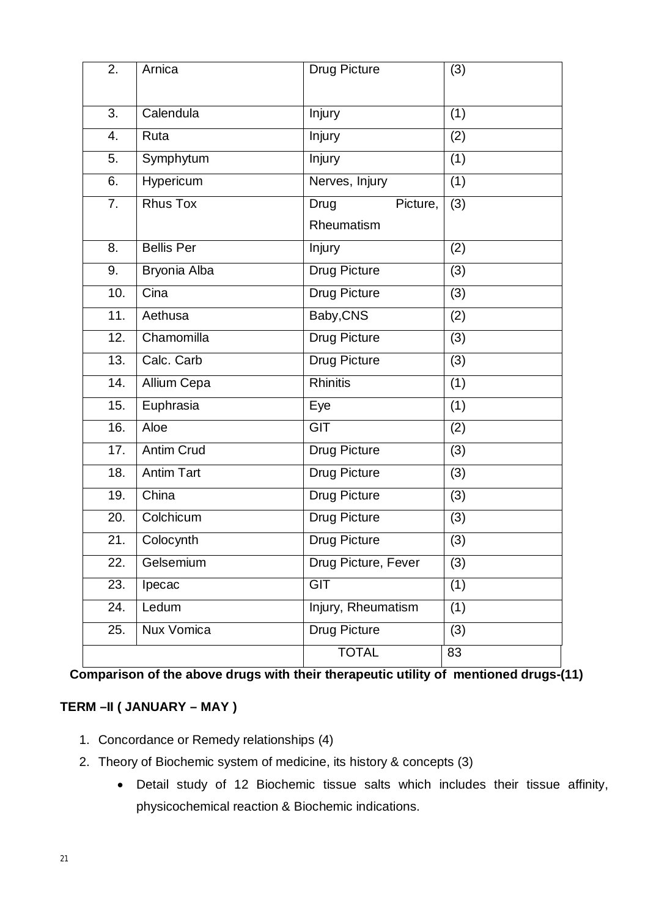| 2. | Arnica | Drug Picture | (3) |
|---|---|---|---|
| 3. | Calendula | Injury | (1) |
| 4. | Ruta | Injury | (2) |
| 5. | Symphytum | Injury | (1) |
| 6. | Hypericum | Nerves, Injury | (1) |
| 7. | Rhus Tox | Drug Picture, Rheumatism | (3) |
| 8. | Bellis Per | Injury | (2) |
| 9. | Bryonia Alba | Drug Picture | (3) |
| 10. | Cina | Drug Picture | (3) |
| 11. | Aethusa | Baby,CNS | (2) |
| 12. | Chamomilla | Drug Picture | (3) |
| 13. | Calc. Carb | Drug Picture | (3) |
| 14. | Allium Cepa | Rhinitis | (1) |
| 15. | Euphrasia | Eye | (1) |
| 16. | Aloe | GIT | (2) |
| 17. | Antim Crud | Drug Picture | (3) |
| 18. | Antim Tart | Drug Picture | (3) |
| 19. | China | Drug Picture | (3) |
| 20. | Colchicum | Drug Picture | (3) |
| 21. | Colocynth | Drug Picture | (3) |
| 22. | Gelsemium | Drug Picture, Fever | (3) |
| 23. | Ipecac | GIT | (1) |
| 24. | Ledum | Injury, Rheumatism | (1) |
| 25. | Nux Vomica | Drug Picture | (3) |
| | | TOTAL | 83 |

**Comparison of the above drugs with their therapeutic utility of mentioned drugs-(11)**

**TERM –II ( JANUARY – MAY )**

1. Concordance or Remedy relationships (4)
2. Theory of Biochemic system of medicine, its history & concepts (3)
   - Detail study of 12 Biochemic tissue salts which includes their tissue affinity, physicochemical reaction & Biochemic indications.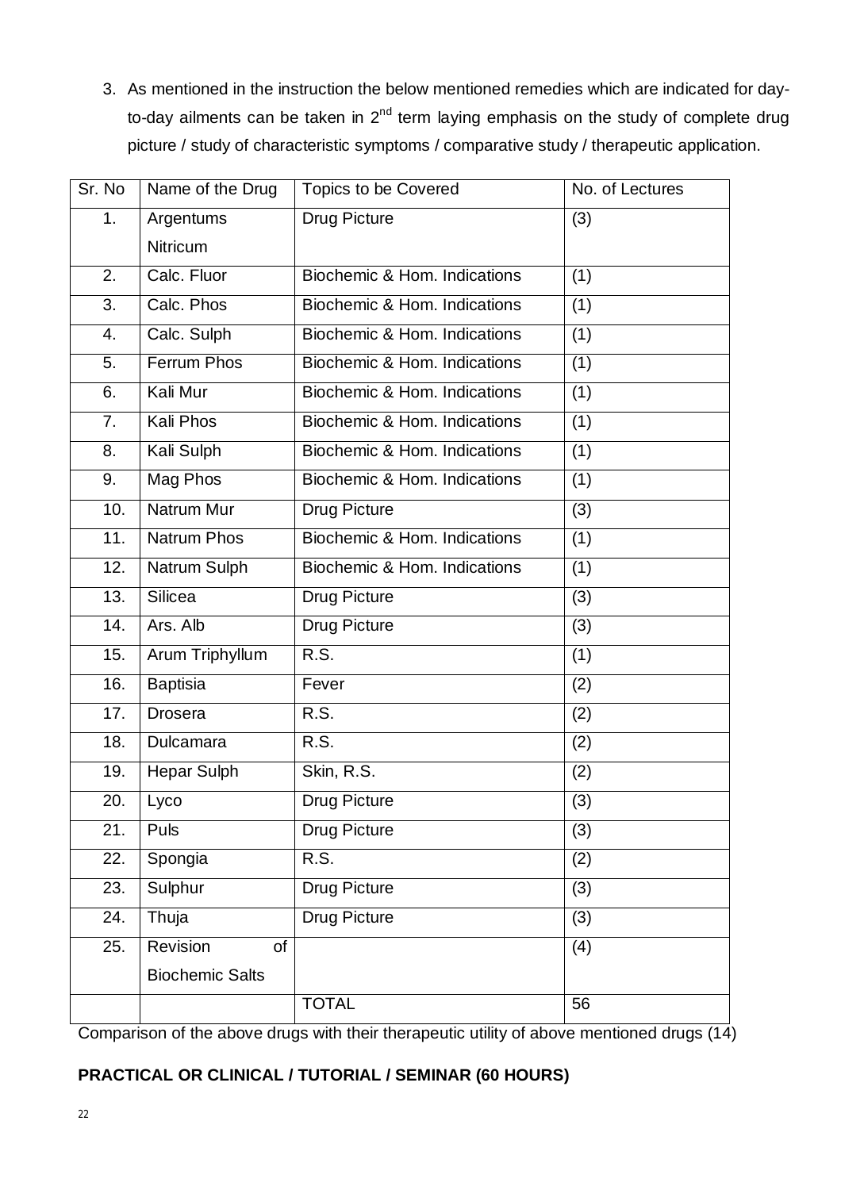3. As mentioned in the instruction the below mentioned remedies which are indicated for day-to-day ailments can be taken in 2nd term laying emphasis on the study of complete drug picture / study of characteristic symptoms / comparative study / therapeutic application.

| Sr. No | Name of the Drug | Topics to be Covered | No. of Lectures |
|---|---|---|---|
| 1. | Argentums Nitricum | Drug Picture | (3) |
| 2. | Calc. Fluor | Biochemic & Hom. Indications | (1) |
| 3. | Calc. Phos | Biochemic & Hom. Indications | (1) |
| 4. | Calc. Sulph | Biochemic & Hom. Indications | (1) |
| 5. | Ferrum Phos | Biochemic & Hom. Indications | (1) |
| 6. | Kali Mur | Biochemic & Hom. Indications | (1) |
| 7. | Kali Phos | Biochemic & Hom. Indications | (1) |
| 8. | Kali Sulph | Biochemic & Hom. Indications | (1) |
| 9. | Mag Phos | Biochemic & Hom. Indications | (1) |
| 10. | Natrum Mur | Drug Picture | (3) |
| 11. | Natrum Phos | Biochemic & Hom. Indications | (1) |
| 12. | Natrum Sulph | Biochemic & Hom. Indications | (1) |
| 13. | Silicea | Drug Picture | (3) |
| 14. | Ars. Alb | Drug Picture | (3) |
| 15. | Arum Triphyllum | R.S. | (1) |
| 16. | Baptisia | Fever | (2) |
| 17. | Drosera | R.S. | (2) |
| 18. | Dulcamara | R.S. | (2) |
| 19. | Hepar Sulph | Skin, R.S. | (2) |
| 20. | Lyco | Drug Picture | (3) |
| 21. | Puls | Drug Picture | (3) |
| 22. | Spongia | R.S. | (2) |
| 23. | Sulphur | Drug Picture | (3) |
| 24. | Thuja | Drug Picture | (3) |
| 25. | Revision of Biochemic Salts | | (4) |
| | | TOTAL | 56 |

Comparison of the above drugs with their therapeutic utility of above mentioned drugs (14)

**PRACTICAL OR CLINICAL / TUTORIAL / SEMINAR (60 HOURS)**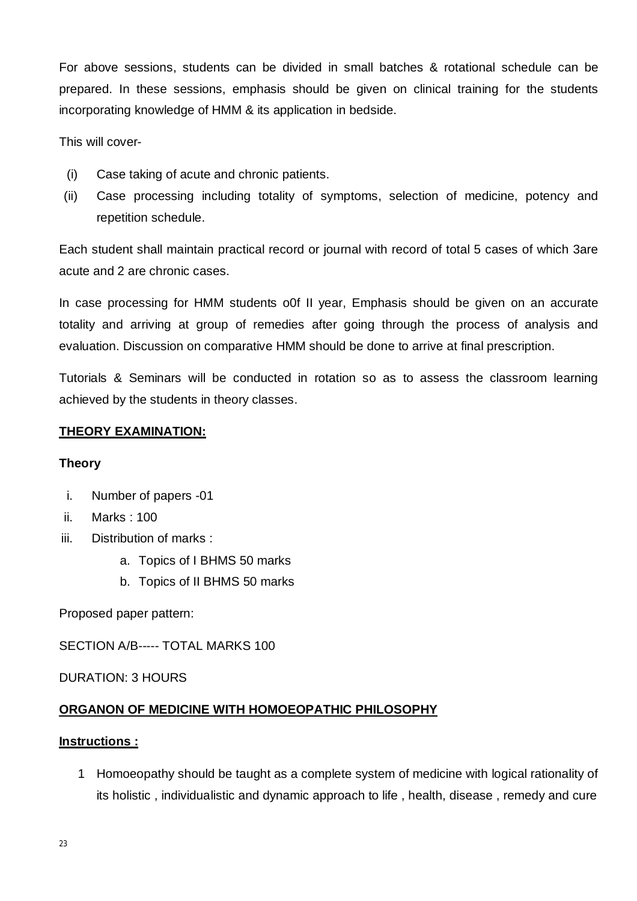For above sessions, students can be divided in small batches & rotational schedule can be prepared. In these sessions, emphasis should be given on clinical training for the students incorporating knowledge of HMM & its application in bedside.

This will cover-

(i) Case taking of acute and chronic patients.

(ii) Case processing including totality of symptoms, selection of medicine, potency and repetition schedule.

Each student shall maintain practical record or journal with record of total 5 cases of which 3are acute and 2 are chronic cases.

In case processing for HMM students o0f II year, Emphasis should be given on an accurate totality and arriving at group of remedies after going through the process of analysis and evaluation. Discussion on comparative HMM should be done to arrive at final prescription.

Tutorials & Seminars will be conducted in rotation so as to assess the classroom learning achieved by the students in theory classes.

**THEORY EXAMINATION:**

**Theory**

i. Number of papers -01

ii. Marks : 100

iii. Distribution of marks :

   a. Topics of I BHMS 50 marks

   b. Topics of II BHMS 50 marks

Proposed paper pattern:

SECTION A/B----- TOTAL MARKS 100

DURATION: 3 HOURS

## ORGANON OF MEDICINE WITH HOMOEOPATHIC PHILOSOPHY

**Instructions :**

1 Homoeopathy should be taught as a complete system of medicine with logical rationality of its holistic , individualistic and dynamic approach to life , health, disease , remedy and cure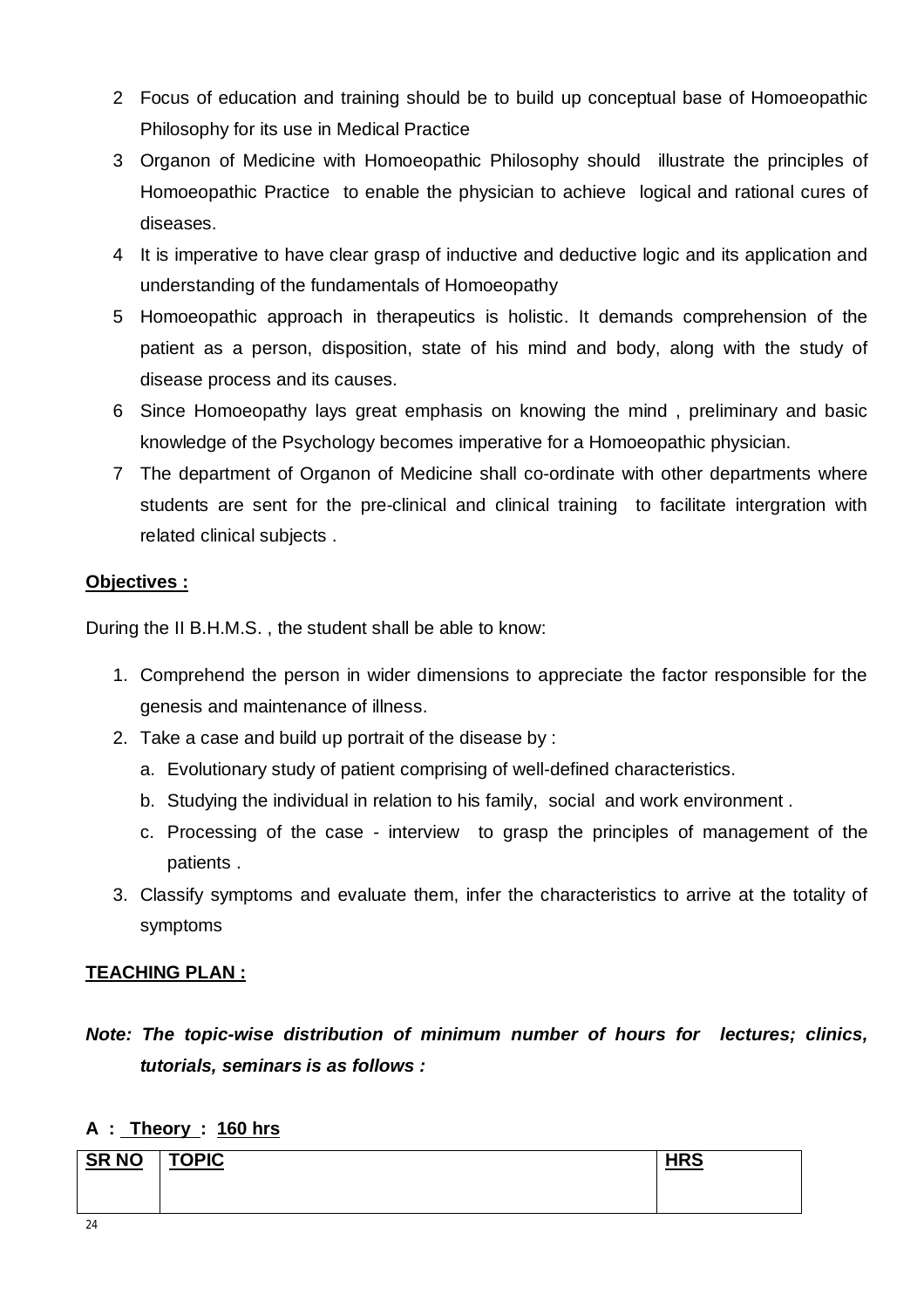2. Focus of education and training should be to build up conceptual base of Homoeopathic Philosophy for its use in Medical Practice
3. Organon of Medicine with Homoeopathic Philosophy should illustrate the principles of Homoeopathic Practice to enable the physician to achieve logical and rational cures of diseases.
4. It is imperative to have clear grasp of inductive and deductive logic and its application and understanding of the fundamentals of Homoeopathy
5. Homoeopathic approach in therapeutics is holistic. It demands comprehension of the patient as a person, disposition, state of his mind and body, along with the study of disease process and its causes.
6. Since Homoeopathy lays great emphasis on knowing the mind , preliminary and basic knowledge of the Psychology becomes imperative for a Homoeopathic physician.
7. The department of Organon of Medicine shall co-ordinate with other departments where students are sent for the pre-clinical and clinical training to facilitate intergration with related clinical subjects .

**Objectives :**

During the II B.H.M.S. , the student shall be able to know:

1. Comprehend the person in wider dimensions to appreciate the factor responsible for the genesis and maintenance of illness.
2. Take a case and build up portrait of the disease by :
   a. Evolutionary study of patient comprising of well-defined characteristics.
   b. Studying the individual in relation to his family, social and work environment .
   c. Processing of the case - interview to grasp the principles of management of the patients .
3. Classify symptoms and evaluate them, infer the characteristics to arrive at the totality of symptoms

**TEACHING PLAN :**

***Note: The topic-wise distribution of minimum number of hours for lectures; clinics, tutorials, seminars is as follows :***

**A : Theory : 160 hrs**

| SR NO | TOPIC | HRS |
|---|---|---|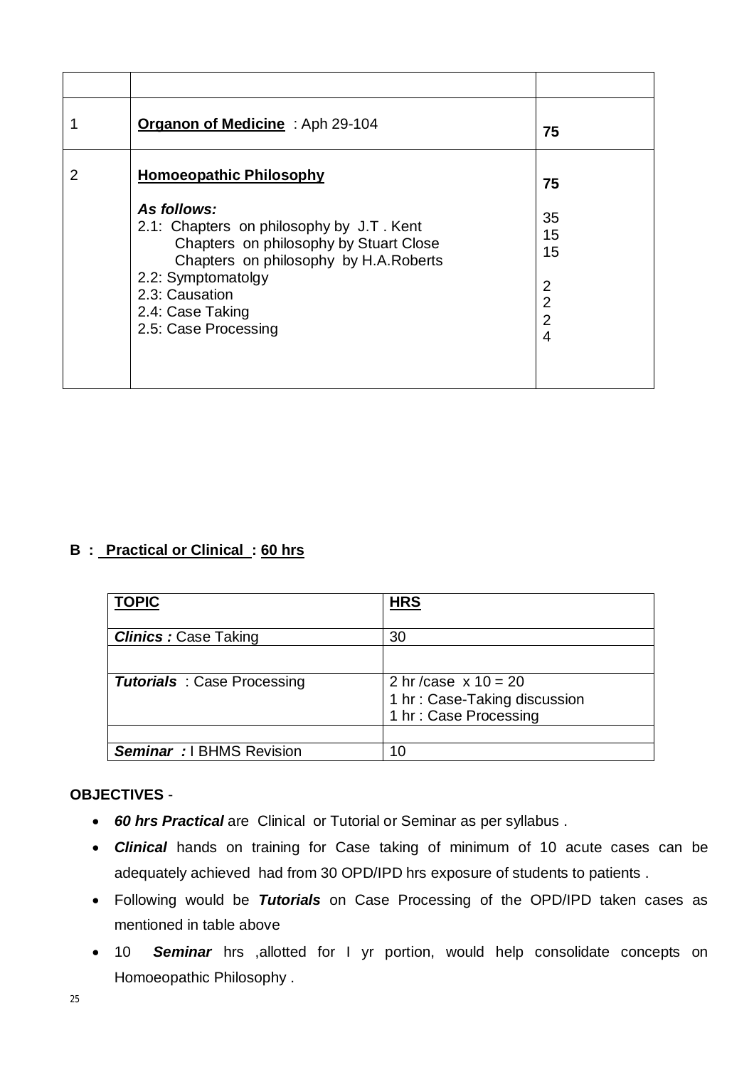| | | |
|---|---|---|
| 1 | **Organon of Medicine** : Aph 29-104 | **75** |
| 2 | **Homoeopathic Philosophy**<br><br>***As follows:***<br>2.1: Chapters on philosophy by J.T . Kent<br>Chapters on philosophy by Stuart Close<br>Chapters on philosophy by H.A.Roberts<br>2.2: Symptomatolgy<br>2.3: Causation<br>2.4: Case Taking<br>2.5: Case Processing | **75**<br><br>35<br>15<br>15<br><br>2<br>2<br>2<br>4 |

**B : Practical or Clinical : 60 hrs**

| **TOPIC** | **HRS** |
|---|---|
| ***Clinics :*** Case Taking | 30 |
| | |
| ***Tutorials*** : Case Processing | 2 hr /case x 10 = 20<br>1 hr : Case-Taking discussion<br>1 hr : Case Processing |
| | |
| ***Seminar :*** I BHMS Revision | 10 |

**OBJECTIVES** -

- ***60 hrs Practical*** are Clinical or Tutorial or Seminar as per syllabus .
- ***Clinical*** hands on training for Case taking of minimum of 10 acute cases can be adequately achieved had from 30 OPD/IPD hrs exposure of students to patients .
- Following would be ***Tutorials*** on Case Processing of the OPD/IPD taken cases as mentioned in table above
- 10 ***Seminar*** hrs ,allotted for I yr portion, would help consolidate concepts on Homoeopathic Philosophy .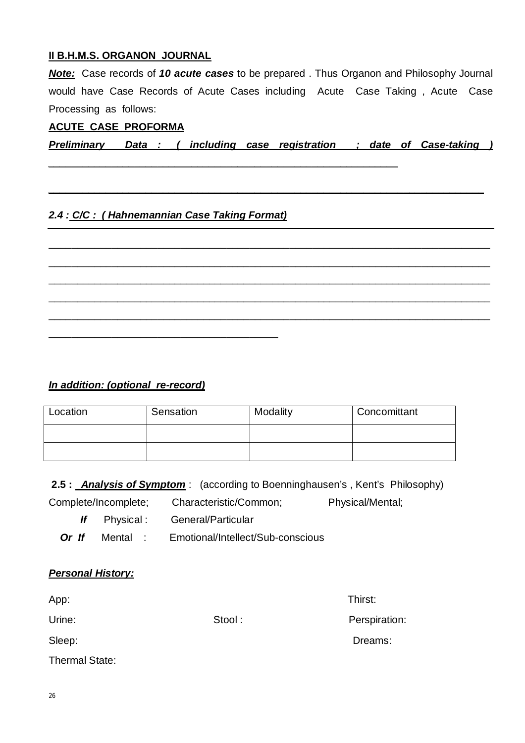**II B.H.M.S. ORGANON JOURNAL**

***Note:*** Case records of ***10 acute cases*** to be prepared . Thus Organon and Philosophy Journal would have Case Records of Acute Cases including Acute Case Taking , Acute Case Processing as follows:

**ACUTE CASE PROFORMA**

***Preliminary Data : _( including case registration ; date of Case-taking )***

_______________________________________________________________

_______________________________________________________________

***2.4 : C/C : ( Hahnemannian Case Taking Format)***

_______________________________________________________________

_______________________________________________________________

_______________________________________________________________

_______________________________________________________________

_______________________________________________________________

_______________________________________________________________

***In addition: (optional re-record)***

| Location | Sensation | Modality | Concomittant |
|---|---|---|---|
| | | | |
| | | | |

**2.5 : *Analysis of Symptom*** : (according to Boenninghausen's , Kent's Philosophy)

Complete/Incomplete; Characteristic/Common; Physical/Mental;

***If*** Physical : General/Particular

***Or If*** Mental : Emotional/Intellect/Sub-conscious

***Personal History:***

App: Thirst:

Urine: Stool : Perspiration:

Sleep: Dreams:

Thermal State: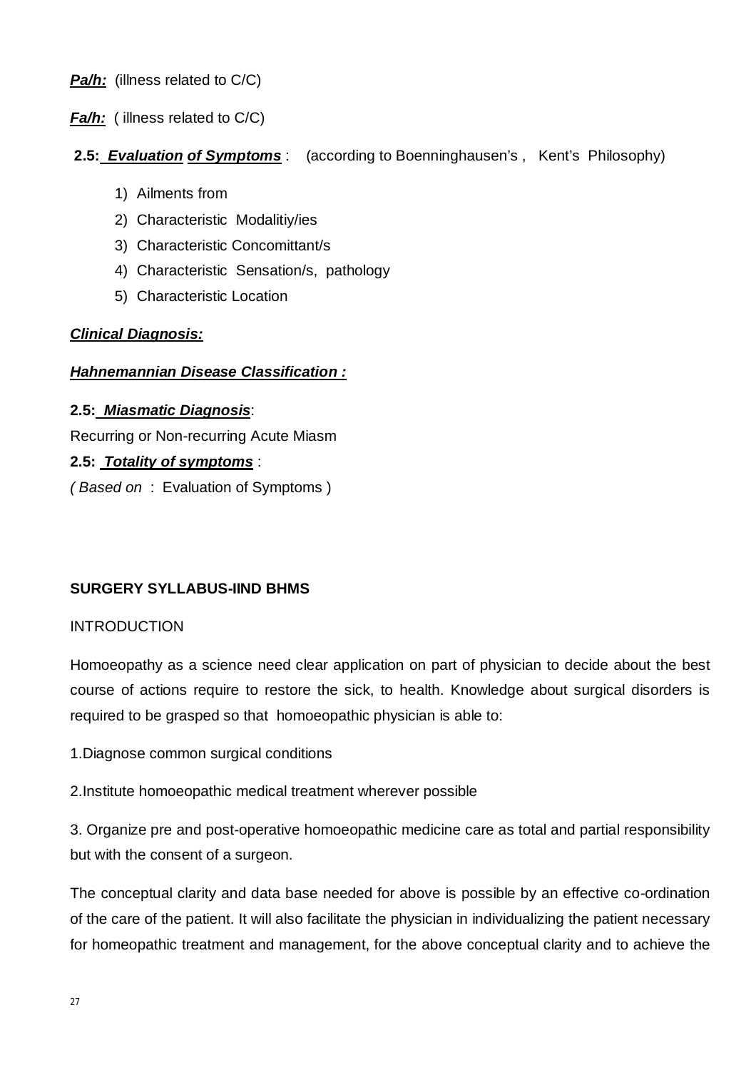***Pa/h:*** (illness related to C/C)

***Fa/h:*** ( illness related to C/C)

**2.5: *Evaluation of Symptoms*** : (according to Boenninghausen's , Kent's Philosophy)

1) Ailments from
2) Characteristic Modalitiy/ies
3) Characteristic Concomittant/s
4) Characteristic Sensation/s, pathology
5) Characteristic Location

***Clinical Diagnosis:***

***Hahnemannian Disease Classification :***

**2.5: *Miasmatic Diagnosis***:

Recurring or Non-recurring Acute Miasm

**2.5: *Totality of symptoms*** :

*( Based on* : Evaluation of Symptoms )

**SURGERY SYLLABUS-IIND BHMS**

INTRODUCTION

Homoeopathy as a science need clear application on part of physician to decide about the best course of actions require to restore the sick, to health. Knowledge about surgical disorders is required to be grasped so that homoeopathic physician is able to:

1.Diagnose common surgical conditions

2.Institute homoeopathic medical treatment wherever possible

3. Organize pre and post-operative homoeopathic medicine care as total and partial responsibility but with the consent of a surgeon.

The conceptual clarity and data base needed for above is possible by an effective co-ordination of the care of the patient. It will also facilitate the physician in individualizing the patient necessary for homeopathic treatment and management, for the above conceptual clarity and to achieve the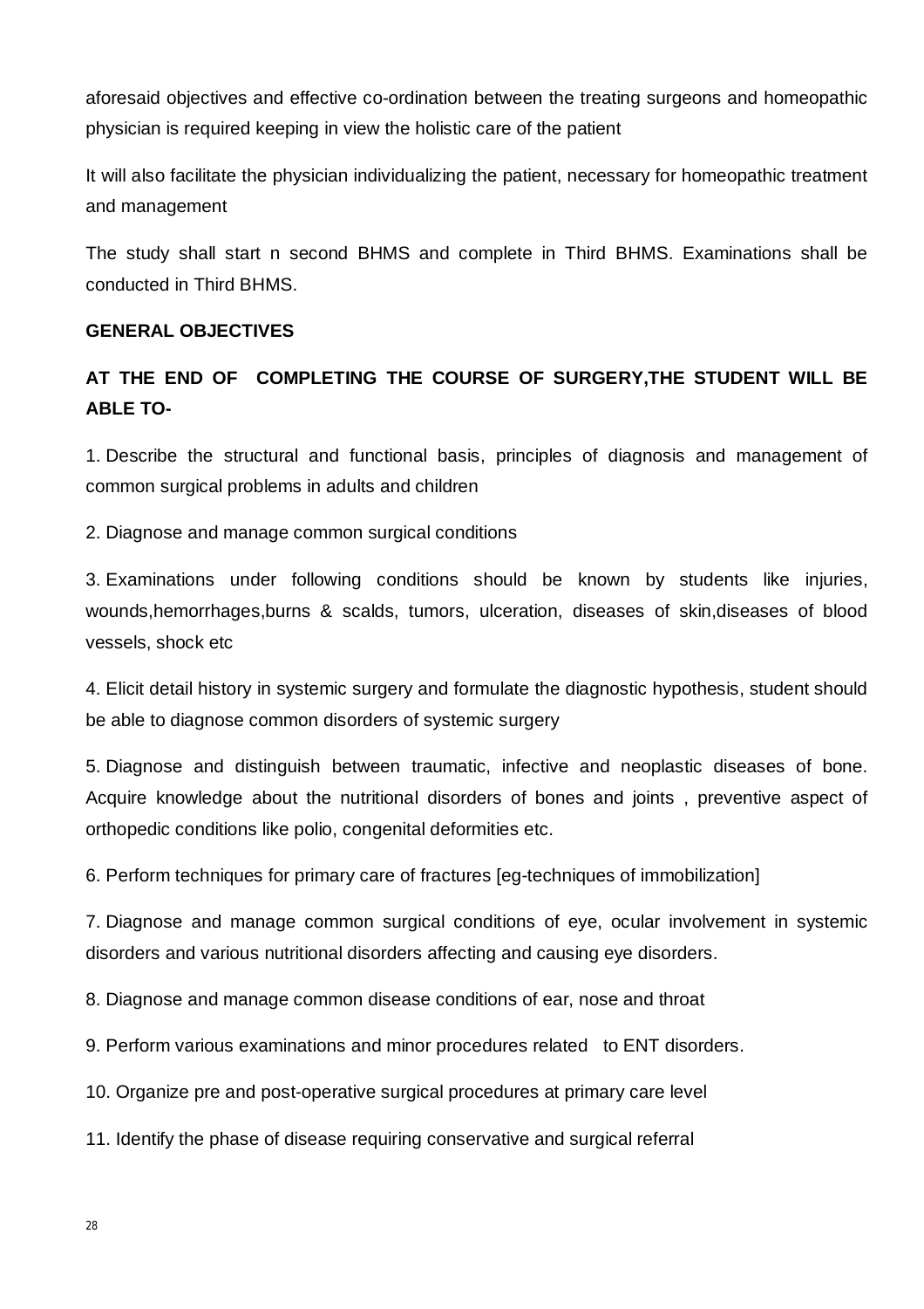aforesaid objectives and effective co-ordination between the treating surgeons and homeopathic physician is required keeping in view the holistic care of the patient

It will also facilitate the physician individualizing the patient, necessary for homeopathic treatment and management

The study shall start n second BHMS and complete in Third BHMS. Examinations shall be conducted in Third BHMS.

**GENERAL OBJECTIVES**

**AT THE END OF COMPLETING THE COURSE OF SURGERY,THE STUDENT WILL BE ABLE TO-**

1. Describe the structural and functional basis, principles of diagnosis and management of common surgical problems in adults and children
2. Diagnose and manage common surgical conditions
3. Examinations under following conditions should be known by students like injuries, wounds,hemorrhages,burns & scalds, tumors, ulceration, diseases of skin,diseases of blood vessels, shock etc
4. Elicit detail history in systemic surgery and formulate the diagnostic hypothesis, student should be able to diagnose common disorders of systemic surgery
5. Diagnose and distinguish between traumatic, infective and neoplastic diseases of bone. Acquire knowledge about the nutritional disorders of bones and joints , preventive aspect of orthopedic conditions like polio, congenital deformities etc.
6. Perform techniques for primary care of fractures [eg-techniques of immobilization]
7. Diagnose and manage common surgical conditions of eye, ocular involvement in systemic disorders and various nutritional disorders affecting and causing eye disorders.
8. Diagnose and manage common disease conditions of ear, nose and throat
9. Perform various examinations and minor procedures related to ENT disorders.
10. Organize pre and post-operative surgical procedures at primary care level
11. Identify the phase of disease requiring conservative and surgical referral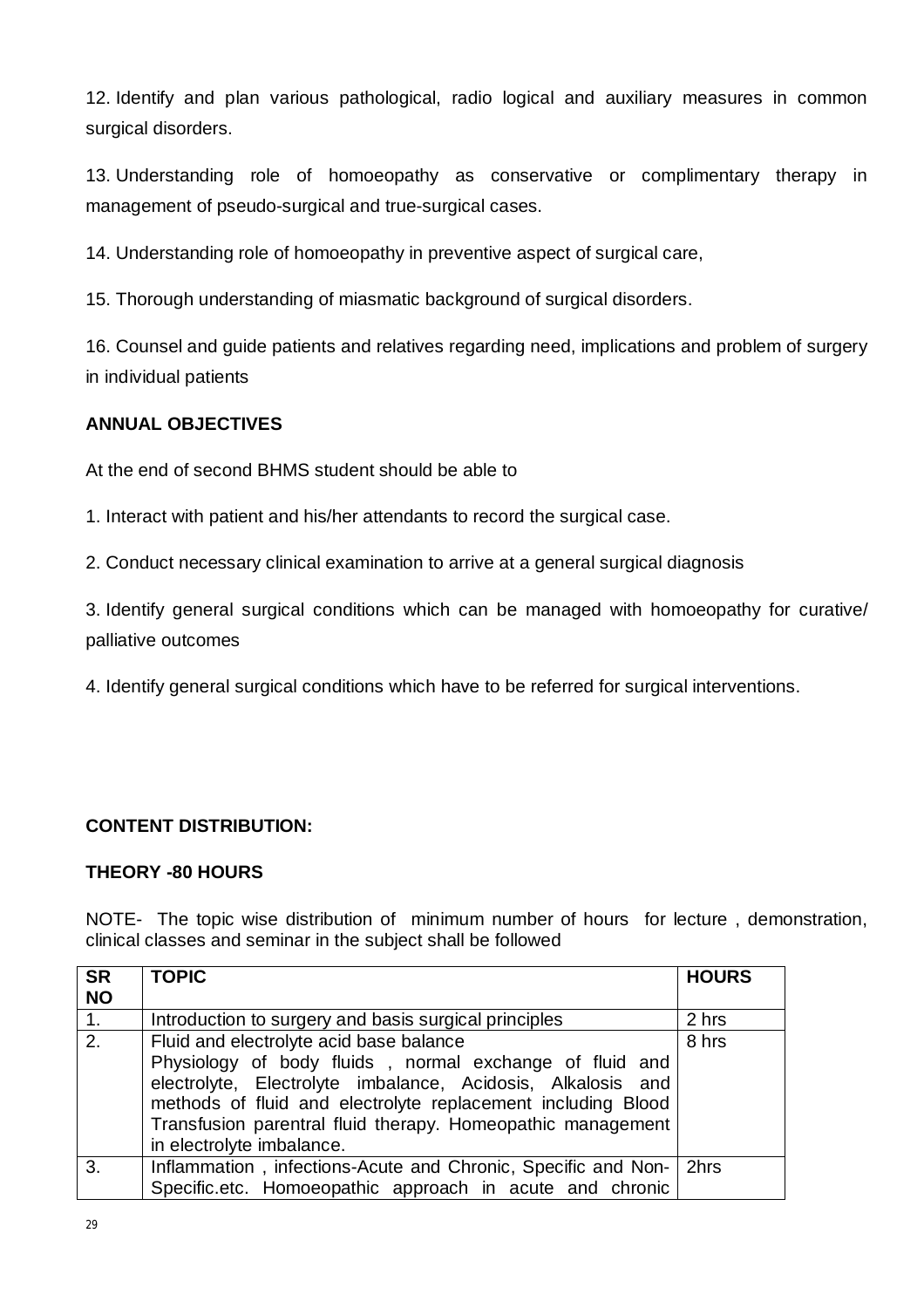12. Identify and plan various pathological, radio logical and auxiliary measures in common surgical disorders.

13. Understanding role of homoeopathy as conservative or complimentary therapy in management of pseudo-surgical and true-surgical cases.

14. Understanding role of homoeopathy in preventive aspect of surgical care,

15. Thorough understanding of miasmatic background of surgical disorders.

16. Counsel and guide patients and relatives regarding need, implications and problem of surgery in individual patients

**ANNUAL OBJECTIVES**

At the end of second BHMS student should be able to

1. Interact with patient and his/her attendants to record the surgical case.

2. Conduct necessary clinical examination to arrive at a general surgical diagnosis

3. Identify general surgical conditions which can be managed with homoeopathy for curative/ palliative outcomes

4. Identify general surgical conditions which have to be referred for surgical interventions.

**CONTENT DISTRIBUTION:**

**THEORY -80 HOURS**

NOTE- The topic wise distribution of minimum number of hours for lecture , demonstration, clinical classes and seminar in the subject shall be followed

| SR NO | TOPIC | HOURS |
|---|---|---|
| 1. | Introduction to surgery and basis surgical principles | 2 hrs |
| 2. | Fluid and electrolyte acid base balance<br>Physiology of body fluids , normal exchange of fluid and electrolyte, Electrolyte imbalance, Acidosis, Alkalosis and methods of fluid and electrolyte replacement including Blood Transfusion parentral fluid therapy. Homeopathic management in electrolyte imbalance. | 8 hrs |
| 3. | Inflammation , infections-Acute and Chronic, Specific and Non-Specific.etc. Homoeopathic approach in acute and chronic | 2hrs |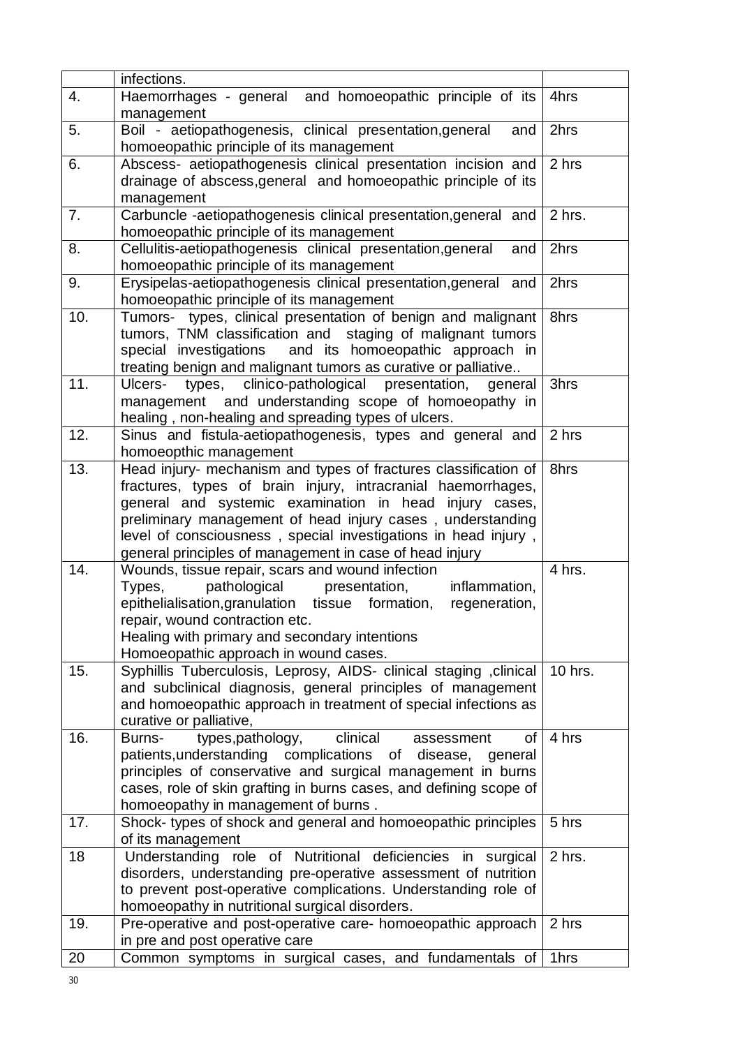| | | |
|---|---|---|
| | infections. | |
| 4. | Haemorrhages - general and homoeopathic principle of its management | 4hrs |
| 5. | Boil - aetiopathogenesis, clinical presentation,general and homoeopathic principle of its management | 2hrs |
| 6. | Abscess- aetiopathogenesis clinical presentation incision and drainage of abscess,general and homoeopathic principle of its management | 2 hrs |
| 7. | Carbuncle -aetiopathogenesis clinical presentation,general and homoeopathic principle of its management | 2 hrs. |
| 8. | Cellulitis-aetiopathogenesis clinical presentation,general and homoeopathic principle of its management | 2hrs |
| 9. | Erysipelas-aetiopathogenesis clinical presentation,general and homoeopathic principle of its management | 2hrs |
| 10. | Tumors- types, clinical presentation of benign and malignant tumors, TNM classification and staging of malignant tumors special investigations and its homoeopathic approach in treating benign and malignant tumors as curative or palliative.. | 8hrs |
| 11. | Ulcers- types, clinico-pathological presentation, general management and understanding scope of homoeopathy in healing , non-healing and spreading types of ulcers. | 3hrs |
| 12. | Sinus and fistula-aetiopathogenesis, types and general and homoeopthic management | 2 hrs |
| 13. | Head injury- mechanism and types of fractures classification of fractures, types of brain injury, intracranial haemorrhages, general and systemic examination in head injury cases, preliminary management of head injury cases , understanding level of consciousness , special investigations in head injury , general principles of management in case of head injury | 8hrs |
| 14. | Wounds, tissue repair, scars and wound infection<br>Types, pathological presentation, inflammation, epithelialisation,granulation tissue formation, regeneration, repair, wound contraction etc.<br>Healing with primary and secondary intentions<br>Homoeopathic approach in wound cases. | 4 hrs. |
| 15. | Syphillis Tuberculosis, Leprosy, AIDS- clinical staging ,clinical and subclinical diagnosis, general principles of management and homoeopathic approach in treatment of special infections as curative or palliative, | 10 hrs. |
| 16. | Burns- types,pathology, clinical assessment of patients,understanding complications of disease, general principles of conservative and surgical management in burns cases, role of skin grafting in burns cases, and defining scope of homoeopathy in management of burns . | 4 hrs |
| 17. | Shock- types of shock and general and homoeopathic principles of its management | 5 hrs |
| 18 | Understanding role of Nutritional deficiencies in surgical disorders, understanding pre-operative assessment of nutrition to prevent post-operative complications. Understanding role of homoeopathy in nutritional surgical disorders. | 2 hrs. |
| 19. | Pre-operative and post-operative care- homoeopathic approach in pre and post operative care | 2 hrs |
| 20 | Common symptoms in surgical cases, and fundamentals of | 1hrs |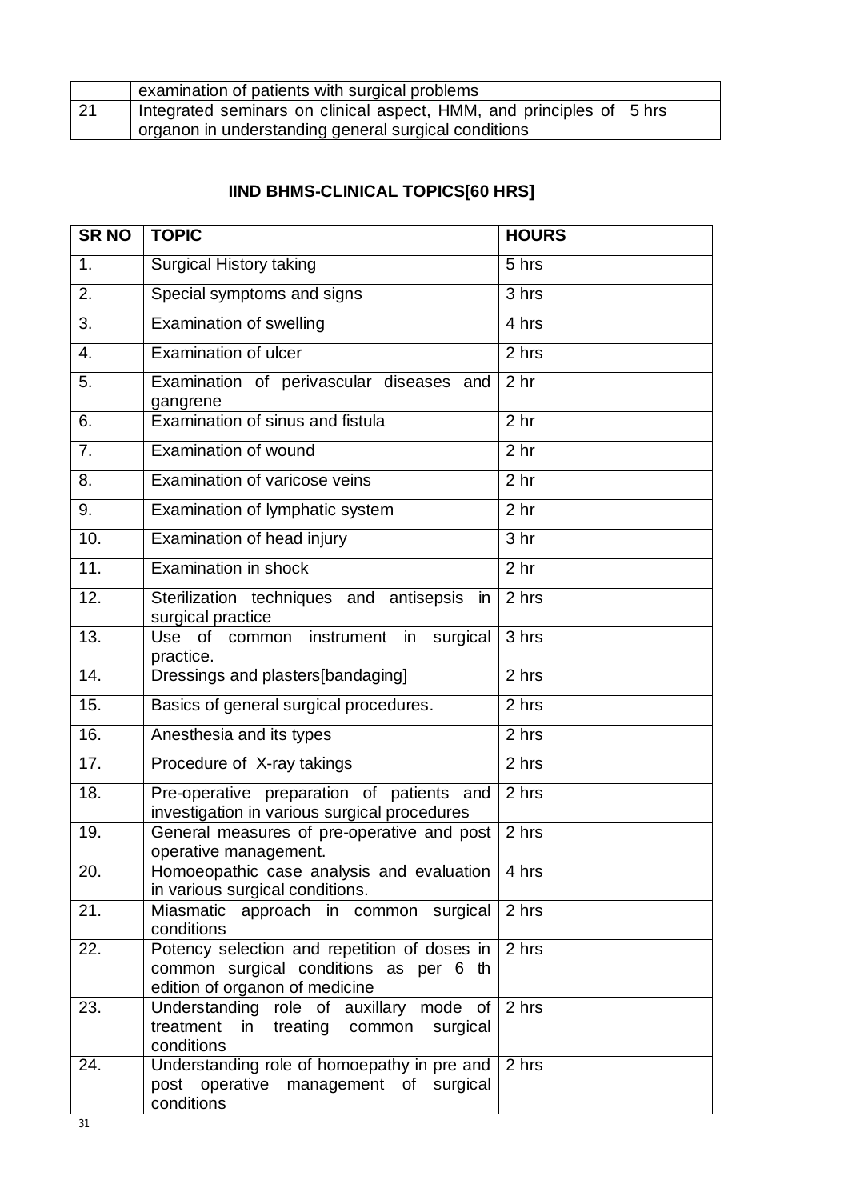| | | |
|---|---|---|
| | examination of patients with surgical problems | |
| 21 | Integrated seminars on clinical aspect, HMM, and principles of organon in understanding general surgical conditions | 5 hrs |

## IIND BHMS-CLINICAL TOPICS[60 HRS]

| SR NO | TOPIC | HOURS |
|---|---|---|
| 1. | Surgical History taking | 5 hrs |
| 2. | Special symptoms and signs | 3 hrs |
| 3. | Examination of swelling | 4 hrs |
| 4. | Examination of ulcer | 2 hrs |
| 5. | Examination of perivascular diseases and gangrene | 2 hr |
| 6. | Examination of sinus and fistula | 2 hr |
| 7. | Examination of wound | 2 hr |
| 8. | Examination of varicose veins | 2 hr |
| 9. | Examination of lymphatic system | 2 hr |
| 10. | Examination of head injury | 3 hr |
| 11. | Examination in shock | 2 hr |
| 12. | Sterilization techniques and antisepsis in surgical practice | 2 hrs |
| 13. | Use of common instrument in surgical practice. | 3 hrs |
| 14. | Dressings and plasters[bandaging] | 2 hrs |
| 15. | Basics of general surgical procedures. | 2 hrs |
| 16. | Anesthesia and its types | 2 hrs |
| 17. | Procedure of X-ray takings | 2 hrs |
| 18. | Pre-operative preparation of patients and investigation in various surgical procedures | 2 hrs |
| 19. | General measures of pre-operative and post operative management. | 2 hrs |
| 20. | Homoeopathic case analysis and evaluation in various surgical conditions. | 4 hrs |
| 21. | Miasmatic approach in common surgical conditions | 2 hrs |
| 22. | Potency selection and repetition of doses in common surgical conditions as per 6 th edition of organon of medicine | 2 hrs |
| 23. | Understanding role of auxillary mode of treatment in treating common surgical conditions | 2 hrs |
| 24. | Understanding role of homoepathy in pre and post operative management of surgical conditions | 2 hrs |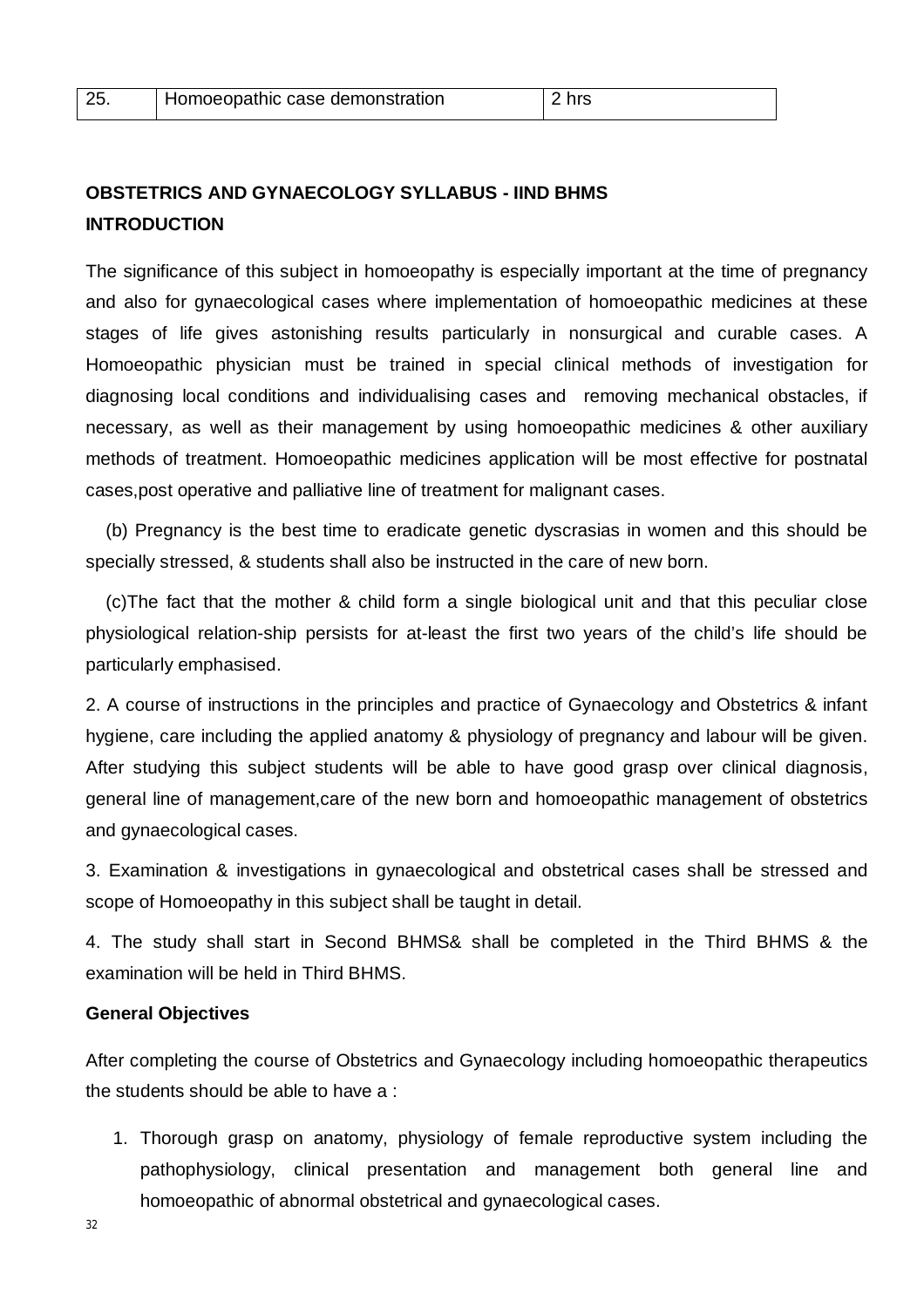| 25. | Homoeopathic case demonstration | 2 hrs |
|---|---|---|

**OBSTETRICS AND GYNAECOLOGY SYLLABUS - IIND BHMS**

**INTRODUCTION**

The significance of this subject in homoeopathy is especially important at the time of pregnancy and also for gynaecological cases where implementation of homoeopathic medicines at these stages of life gives astonishing results particularly in nonsurgical and curable cases. A Homoeopathic physician must be trained in special clinical methods of investigation for diagnosing local conditions and individualising cases and removing mechanical obstacles, if necessary, as well as their management by using homoeopathic medicines & other auxiliary methods of treatment. Homoeopathic medicines application will be most effective for postnatal cases,post operative and palliative line of treatment for malignant cases.

(b) Pregnancy is the best time to eradicate genetic dyscrasias in women and this should be specially stressed, & students shall also be instructed in the care of new born.

(c)The fact that the mother & child form a single biological unit and that this peculiar close physiological relation-ship persists for at-least the first two years of the child's life should be particularly emphasised.

2. A course of instructions in the principles and practice of Gynaecology and Obstetrics & infant hygiene, care including the applied anatomy & physiology of pregnancy and labour will be given. After studying this subject students will be able to have good grasp over clinical diagnosis, general line of management,care of the new born and homoeopathic management of obstetrics and gynaecological cases.

3. Examination & investigations in gynaecological and obstetrical cases shall be stressed and scope of Homoeopathy in this subject shall be taught in detail.

4. The study shall start in Second BHMS& shall be completed in the Third BHMS & the examination will be held in Third BHMS.

**General Objectives**

After completing the course of Obstetrics and Gynaecology including homoeopathic therapeutics the students should be able to have a :

1. Thorough grasp on anatomy, physiology of female reproductive system including the pathophysiology, clinical presentation and management both general line and homoeopathic of abnormal obstetrical and gynaecological cases.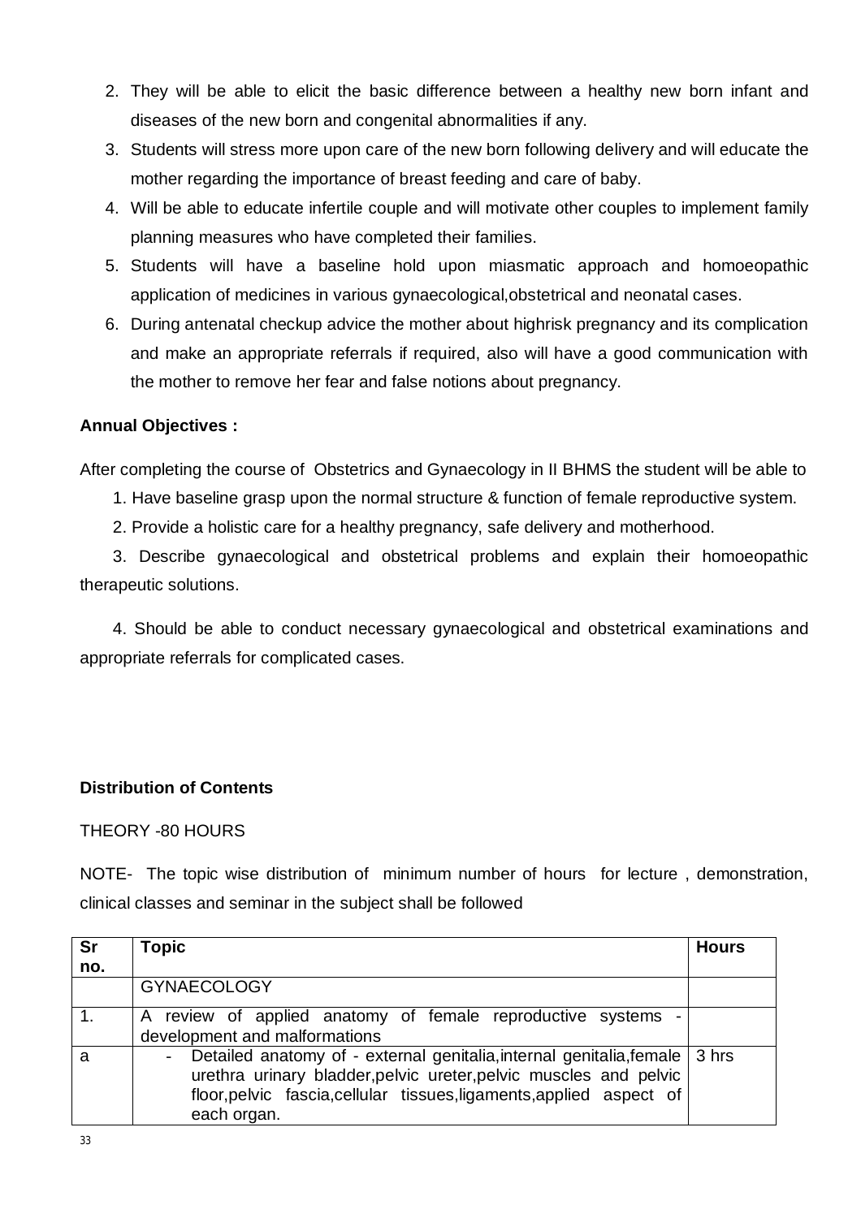2. They will be able to elicit the basic difference between a healthy new born infant and diseases of the new born and congenital abnormalities if any.
3. Students will stress more upon care of the new born following delivery and will educate the mother regarding the importance of breast feeding and care of baby.
4. Will be able to educate infertile couple and will motivate other couples to implement family planning measures who have completed their families.
5. Students will have a baseline hold upon miasmatic approach and homoeopathic application of medicines in various gynaecological,obstetrical and neonatal cases.
6. During antenatal checkup advice the mother about highrisk pregnancy and its complication and make an appropriate referrals if required, also will have a good communication with the mother to remove her fear and false notions about pregnancy.

**Annual Objectives :**

After completing the course of Obstetrics and Gynaecology in II BHMS the student will be able to

1. Have baseline grasp upon the normal structure & function of female reproductive system.
2. Provide a holistic care for a healthy pregnancy, safe delivery and motherhood.
3. Describe gynaecological and obstetrical problems and explain their homoeopathic therapeutic solutions.
4. Should be able to conduct necessary gynaecological and obstetrical examinations and appropriate referrals for complicated cases.

**Distribution of Contents**

THEORY -80 HOURS

NOTE- The topic wise distribution of minimum number of hours for lecture , demonstration, clinical classes and seminar in the subject shall be followed

| Sr no. | Topic | Hours |
|---|---|---|
| | GYNAECOLOGY | |
| 1. | A review of applied anatomy of female reproductive systems - development and malformations | |
| a | - Detailed anatomy of - external genitalia,internal genitalia,female urethra urinary bladder,pelvic ureter,pelvic muscles and pelvic floor,pelvic fascia,cellular tissues,ligaments,applied aspect of each organ. | 3 hrs |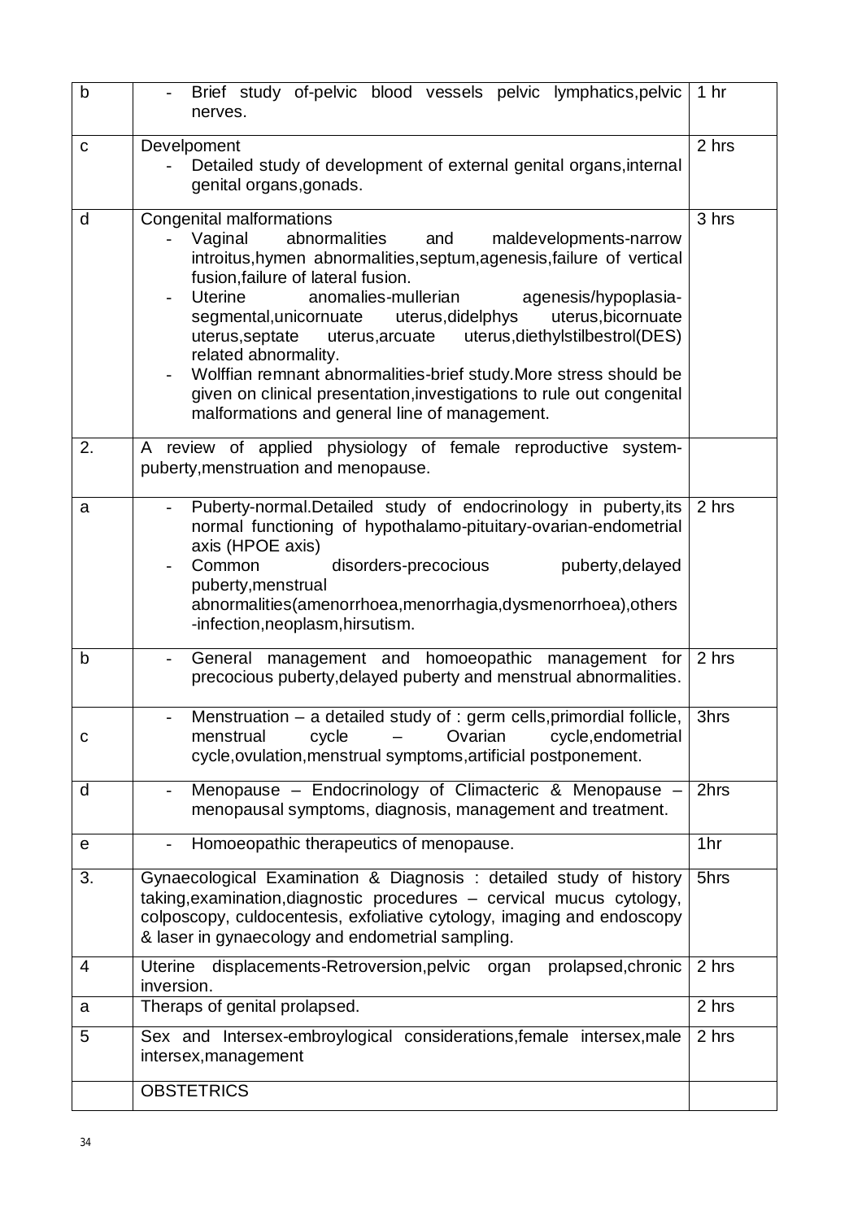| | | |
|---|---|---|
| b | - Brief study of-pelvic blood vessels pelvic lymphatics,pelvic nerves. | 1 hr |
| c | Develpoment<br>- Detailed study of development of external genital organs,internal genital organs,gonads. | 2 hrs |
| d | Congenital malformations<br>- Vaginal abnormalities and maldevelopments-narrow introitus,hymen abnormalities,septum,agenesis,failure of vertical fusion,failure of lateral fusion.<br>- Uterine anomalies-mullerian agenesis/hypoplasia-segmental,unicornuate uterus,didelphys uterus,bicornuate uterus,septate uterus,arcuate uterus,diethylstilbestrol(DES) related abnormality.<br>- Wolffian remnant abnormalities-brief study.More stress should be given on clinical presentation,investigations to rule out congenital malformations and general line of management. | 3 hrs |
| 2. | A review of applied physiology of female reproductive system-puberty,menstruation and menopause. | |
| a | - Puberty-normal.Detailed study of endocrinology in puberty,its normal functioning of hypothalamo-pituitary-ovarian-endometrial axis (HPOE axis)<br>- Common disorders-precocious puberty,delayed puberty,menstrual abnormalities(amenorrhoea,menorrhagia,dysmenorrhoea),others -infection,neoplasm,hirsutism. | 2 hrs |
| b | - General management and homoeopathic management for precocious puberty,delayed puberty and menstrual abnormalities. | 2 hrs |
| c | - Menstruation – a detailed study of : germ cells,primordial follicle, menstrual cycle – Ovarian cycle,endometrial cycle,ovulation,menstrual symptoms,artificial postponement. | 3hrs |
| d | - Menopause – Endocrinology of Climacteric & Menopause – menopausal symptoms, diagnosis, management and treatment. | 2hrs |
| e | - Homoeopathic therapeutics of menopause. | 1hr |
| 3. | Gynaecological Examination & Diagnosis : detailed study of history taking,examination,diagnostic procedures – cervical mucus cytology, colposcopy, culdocentesis, exfoliative cytology, imaging and endoscopy & laser in gynaecology and endometrial sampling. | 5hrs |
| 4 | Uterine displacements-Retroversion,pelvic organ prolapsed,chronic inversion. | 2 hrs |
| a | Theraps of genital prolapsed. | 2 hrs |
| 5 | Sex and Intersex-embroylogical considerations,female intersex,male intersex,management | 2 hrs |
| | OBSTETRICS | |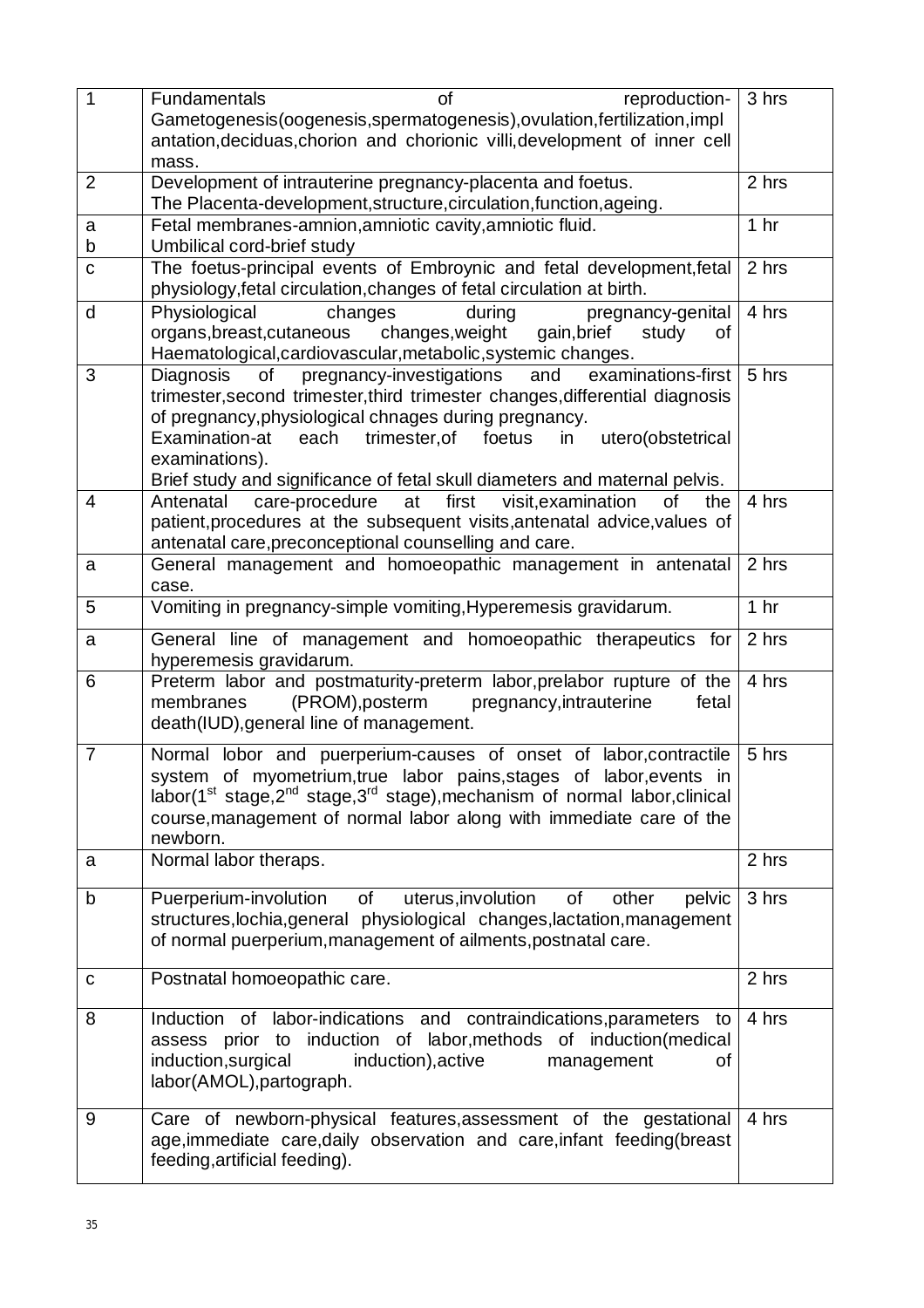| 1 | Fundamentals of reproduction-Gametogenesis(oogenesis,spermatogenesis),ovulation,fertilization,implantation,deciduas,chorion and chorionic villi,development of inner cell mass. | 3 hrs |
|---|---|---|
| 2 | Development of intrauterine pregnancy-placenta and foetus.<br>The Placenta-development,structure,circulation,function,ageing. | 2 hrs |
| a<br>b | Fetal membranes-amnion,amniotic cavity,amniotic fluid.<br>Umbilical cord-brief study | 1 hr |
| c | The foetus-principal events of Embroynic and fetal development,fetal physiology,fetal circulation,changes of fetal circulation at birth. | 2 hrs |
| d | Physiological changes during pregnancy-genital organs,breast,cutaneous changes,weight gain,brief study of Haematological,cardiovascular,metabolic,systemic changes. | 4 hrs |
| 3 | Diagnosis of pregnancy-investigations and examinations-first trimester,second trimester,third trimester changes,differential diagnosis of pregnancy,physiological chnages during pregnancy.<br>Examination-at each trimester,of foetus in utero(obstetrical examinations).<br>Brief study and significance of fetal skull diameters and maternal pelvis. | 5 hrs |
| 4 | Antenatal care-procedure at first visit,examination of the patient,procedures at the subsequent visits,antenatal advice,values of antenatal care,preconceptional counselling and care. | 4 hrs |
| a | General management and homoeopathic management in antenatal case. | 2 hrs |
| 5 | Vomiting in pregnancy-simple vomiting,Hyperemesis gravidarum. | 1 hr |
| a | General line of management and homoeopathic therapeutics for hyperemesis gravidarum. | 2 hrs |
| 6 | Preterm labor and postmaturity-preterm labor,prelabor rupture of the membranes (PROM),posterm pregnancy,intrauterine fetal death(IUD),general line of management. | 4 hrs |
| 7 | Normal lobor and puerperium-causes of onset of labor,contractile system of myometrium,true labor pains,stages of labor,events in labor(1st stage,2nd stage,3rd stage),mechanism of normal labor,clinical course,management of normal labor along with immediate care of the newborn. | 5 hrs |
| a | Normal labor theraps. | 2 hrs |
| b | Puerperium-involution of uterus,involution of other pelvic structures,lochia,general physiological changes,lactation,management of normal puerperium,management of ailments,postnatal care. | 3 hrs |
| c | Postnatal homoeopathic care. | 2 hrs |
| 8 | Induction of labor-indications and contraindications,parameters to assess prior to induction of labor,methods of induction(medical induction,surgical induction),active management of labor(AMOL),partograph. | 4 hrs |
| 9 | Care of newborn-physical features,assessment of the gestational age,immediate care,daily observation and care,infant feeding(breast feeding,artificial feeding). | 4 hrs |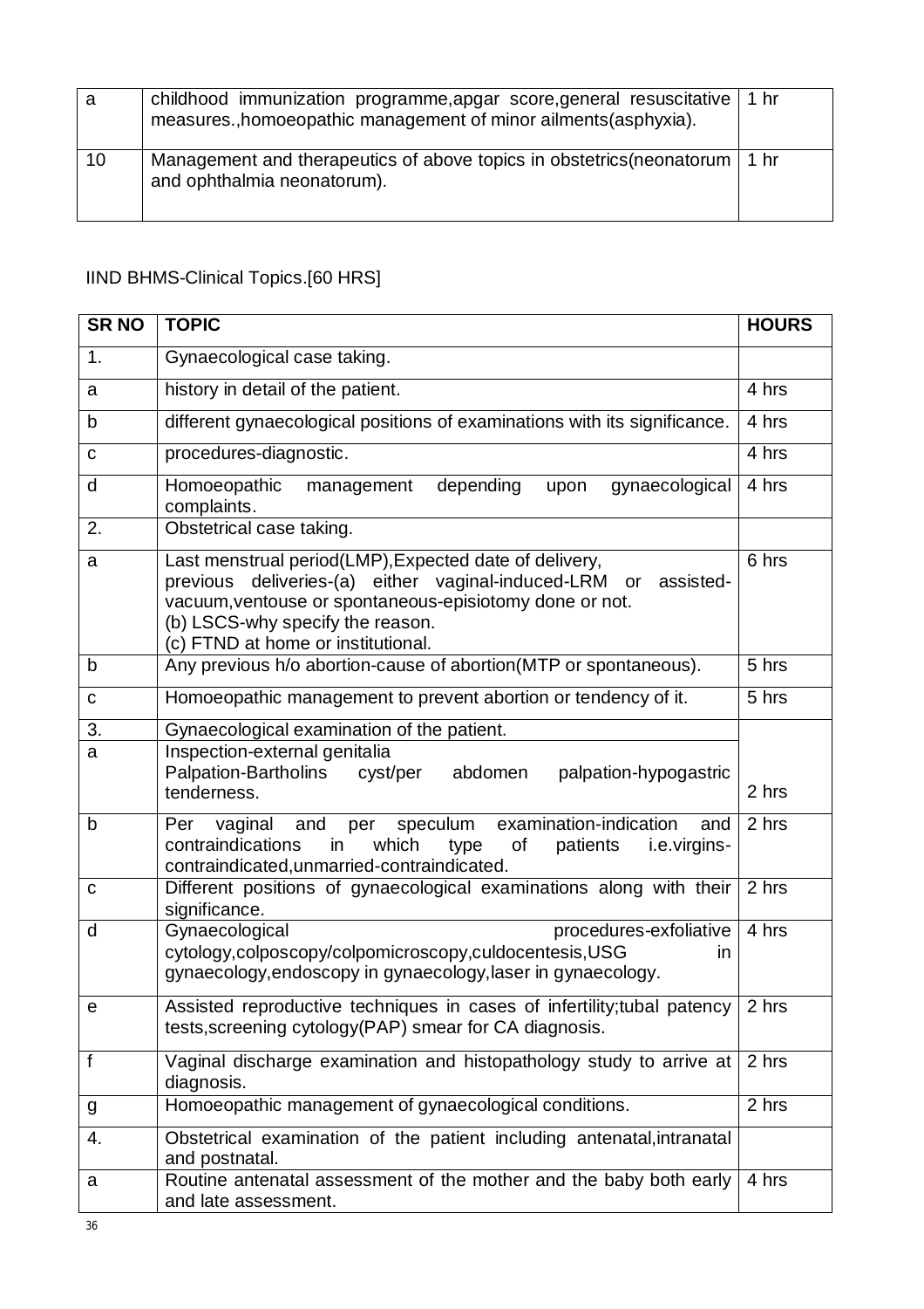| a | childhood immunization programme,apgar score,general resuscitative measures.,homoeopathic management of minor ailments(asphyxia). | 1 hr |
|---|---|---|
| 10 | Management and therapeutics of above topics in obstetrics(neonatorum and ophthalmia neonatorum). | 1 hr |

IIND BHMS-Clinical Topics.[60 HRS]

| SR NO | TOPIC | HOURS |
|---|---|---|
| 1. | Gynaecological case taking. | |
| a | history in detail of the patient. | 4 hrs |
| b | different gynaecological positions of examinations with its significance. | 4 hrs |
| c | procedures-diagnostic. | 4 hrs |
| d | Homoeopathic management depending upon gynaecological complaints. | 4 hrs |
| 2. | Obstetrical case taking. | |
| a | Last menstrual period(LMP),Expected date of delivery, previous deliveries-(a) either vaginal-induced-LRM or assisted-vacuum,ventouse or spontaneous-episiotomy done or not. (b) LSCS-why specify the reason. (c) FTND at home or institutional. | 6 hrs |
| b | Any previous h/o abortion-cause of abortion(MTP or spontaneous). | 5 hrs |
| c | Homoeopathic management to prevent abortion or tendency of it. | 5 hrs |
| 3. | Gynaecological examination of the patient. | |
| a | Inspection-external genitalia Palpation-Bartholins cyst/per abdomen palpation-hypogastric tenderness. | 2 hrs |
| b | Per vaginal and per speculum examination-indication and contraindications in which type of patients i.e.virgins-contraindicated,unmarried-contraindicated. | 2 hrs |
| c | Different positions of gynaecological examinations along with their significance. | 2 hrs |
| d | Gynaecological procedures-exfoliative cytology,colposcopy/colpomicroscopy,culdocentesis,USG in gynaecology,endoscopy in gynaecology,laser in gynaecology. | 4 hrs |
| e | Assisted reproductive techniques in cases of infertility;tubal patency tests,screening cytology(PAP) smear for CA diagnosis. | 2 hrs |
| f | Vaginal discharge examination and histopathology study to arrive at diagnosis. | 2 hrs |
| g | Homoeopathic management of gynaecological conditions. | 2 hrs |
| 4. | Obstetrical examination of the patient including antenatal,intranatal and postnatal. | |
| a | Routine antenatal assessment of the mother and the baby both early and late assessment. | 4 hrs |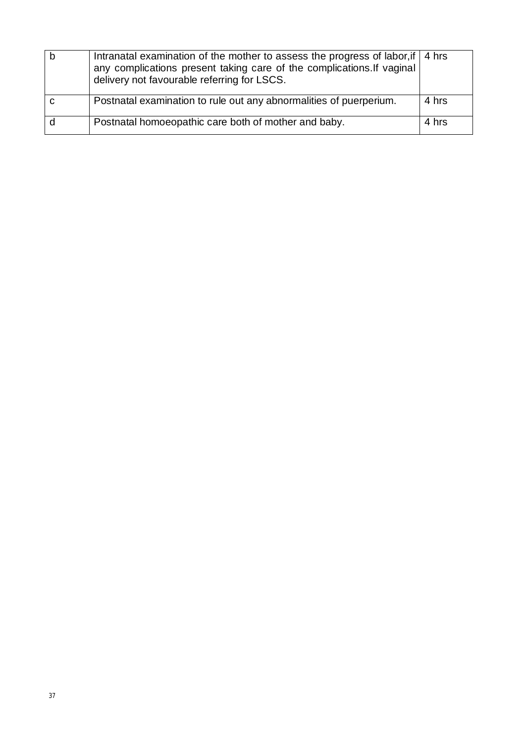| | | |
|---|---|---|
| b | Intranatal examination of the mother to assess the progress of labor,if any complications present taking care of the complications.If vaginal delivery not favourable referring for LSCS. | 4 hrs |
| c | Postnatal examination to rule out any abnormalities of puerperium. | 4 hrs |
| d | Postnatal homoeopathic care both of mother and baby. | 4 hrs |